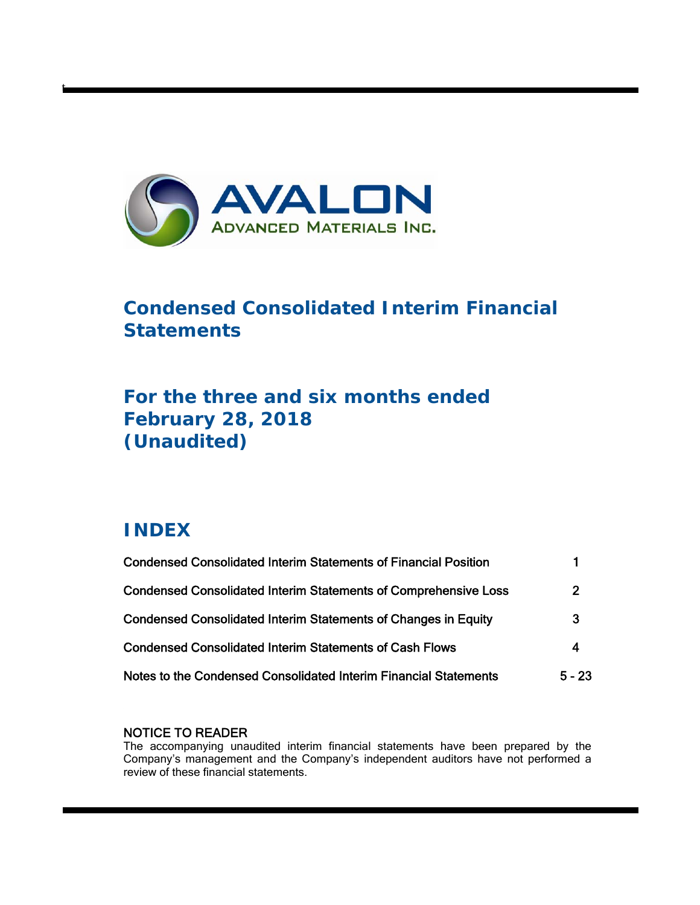# AVALON

ADVANCED MATERIALS INC.

## Condensed Consolidated Interim Financial Statements

## For the three and six months ended February 28, 2018 (Unaudited)

## INDEX

| | |
|---|---|
| Condensed Consolidated Interim Statements of Financial Position | 1 |
| Condensed Consolidated Interim Statements of Comprehensive Loss | 2 |
| Condensed Consolidated Interim Statements of Changes in Equity | 3 |
| Condensed Consolidated Interim Statements of Cash Flows | 4 |
| Notes to the Condensed Consolidated Interim Financial Statements | 5 - 23 |

NOTICE TO READER

The accompanying unaudited interim financial statements have been prepared by the Company's management and the Company's independent auditors have not performed a review of these financial statements.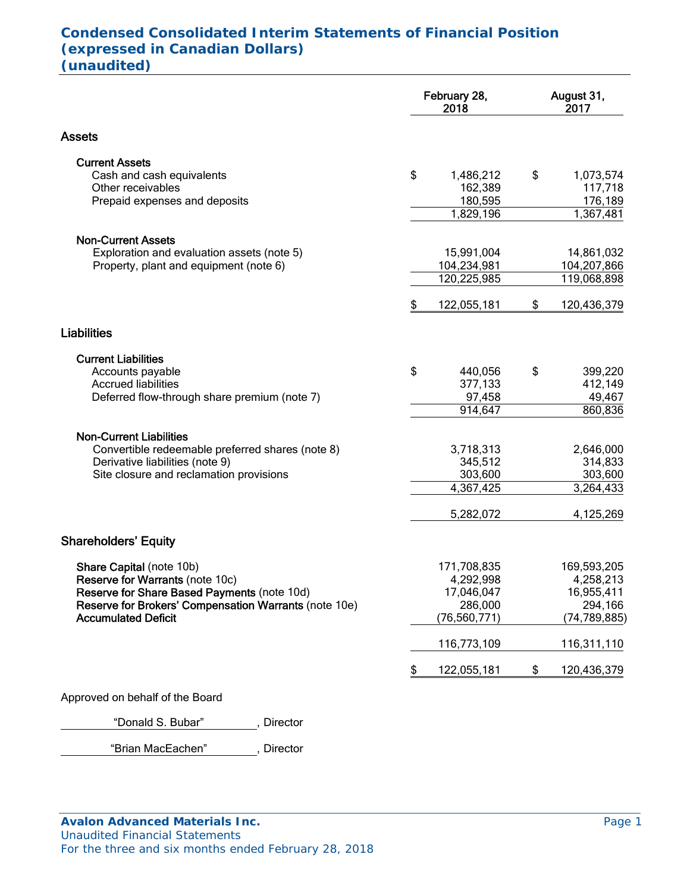# Condensed Consolidated Interim Statements of Financial Position (expressed in Canadian Dollars) (unaudited)

| | February 28, 2018 | August 31, 2017 |
|---|---|---|
| **Assets** | | |
| **Current Assets** | | |
| Cash and cash equivalents | $ 1,486,212 | $ 1,073,574 |
| Other receivables | 162,389 | 117,718 |
| Prepaid expenses and deposits | 180,595 | 176,189 |
| | 1,829,196 | 1,367,481 |
| **Non-Current Assets** | | |
| Exploration and evaluation assets (note 5) | 15,991,004 | 14,861,032 |
| Property, plant and equipment (note 6) | 104,234,981 | 104,207,866 |
| | 120,225,985 | 119,068,898 |
| | $ 122,055,181 | $ 120,436,379 |
| **Liabilities** | | |
| **Current Liabilities** | | |
| Accounts payable | $ 440,056 | $ 399,220 |
| Accrued liabilities | 377,133 | 412,149 |
| Deferred flow-through share premium (note 7) | 97,458 | 49,467 |
| | 914,647 | 860,836 |
| **Non-Current Liabilities** | | |
| Convertible redeemable preferred shares (note 8) | 3,718,313 | 2,646,000 |
| Derivative liabilities (note 9) | 345,512 | 314,833 |
| Site closure and reclamation provisions | 303,600 | 303,600 |
| | 4,367,425 | 3,264,433 |
| | 5,282,072 | 4,125,269 |
| **Shareholders' Equity** | | |
| **Share Capital** (note 10b) | 171,708,835 | 169,593,205 |
| **Reserve for Warrants** (note 10c) | 4,292,998 | 4,258,213 |
| **Reserve for Share Based Payments** (note 10d) | 17,046,047 | 16,955,411 |
| **Reserve for Brokers' Compensation Warrants** (note 10e) | 286,000 | 294,166 |
| **Accumulated Deficit** | (76,560,771) | (74,789,885) |
| | 116,773,109 | 116,311,110 |
| | $ 122,055,181 | $ 120,436,379 |

Approved on behalf of the Board

"Donald S. Bubar", Director

"Brian MacEachen", Director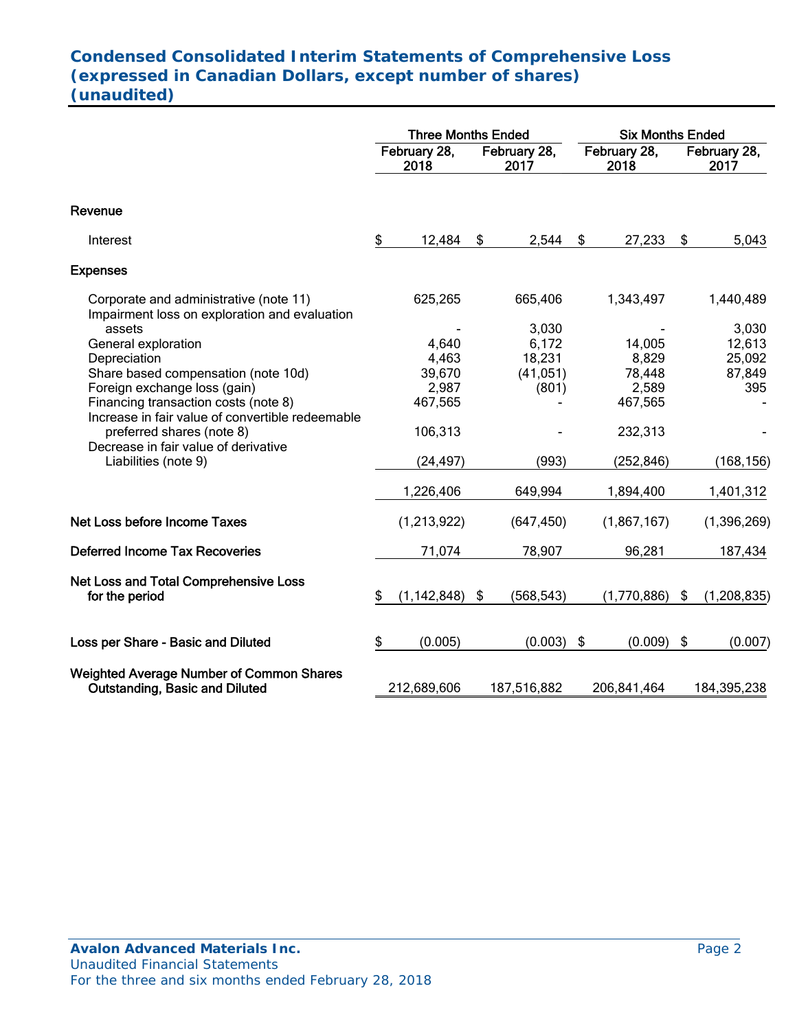# Condensed Consolidated Interim Statements of Comprehensive Loss
## (expressed in Canadian Dollars, except number of shares)
## (unaudited)

| | Three Months Ended | | Six Months Ended | |
|---|---|---|---|---|
| | February 28, 2018 | February 28, 2017 | February 28, 2018 | February 28, 2017 |
| **Revenue** | | | | |
| Interest | $ 12,484 | $ 2,544 | $ 27,233 | $ 5,043 |
| **Expenses** | | | | |
| Corporate and administrative (note 11) | 625,265 | 665,406 | 1,343,497 | 1,440,489 |
| Impairment loss on exploration and evaluation assets | - | 3,030 | - | 3,030 |
| General exploration | 4,640 | 6,172 | 14,005 | 12,613 |
| Depreciation | 4,463 | 18,231 | 8,829 | 25,092 |
| Share based compensation (note 10d) | 39,670 | (41,051) | 78,448 | 87,849 |
| Foreign exchange loss (gain) | 2,987 | (801) | 2,589 | 395 |
| Financing transaction costs (note 8) | 467,565 | - | 467,565 | - |
| Increase in fair value of convertible redeemable preferred shares (note 8) | 106,313 | - | 232,313 | - |
| Decrease in fair value of derivative Liabilities (note 9) | (24,497) | (993) | (252,846) | (168,156) |
| | 1,226,406 | 649,994 | 1,894,400 | 1,401,312 |
| **Net Loss before Income Taxes** | (1,213,922) | (647,450) | (1,867,167) | (1,396,269) |
| **Deferred Income Tax Recoveries** | 71,074 | 78,907 | 96,281 | 187,434 |
| **Net Loss and Total Comprehensive Loss for the period** | $ (1,142,848) | $ (568,543) | (1,770,886) | $ (1,208,835) |
| **Loss per Share - Basic and Diluted** | $ (0.005) | (0.003) | $ (0.009) | $ (0.007) |
| **Weighted Average Number of Common Shares Outstanding, Basic and Diluted** | 212,689,606 | 187,516,882 | 206,841,464 | 184,395,238 |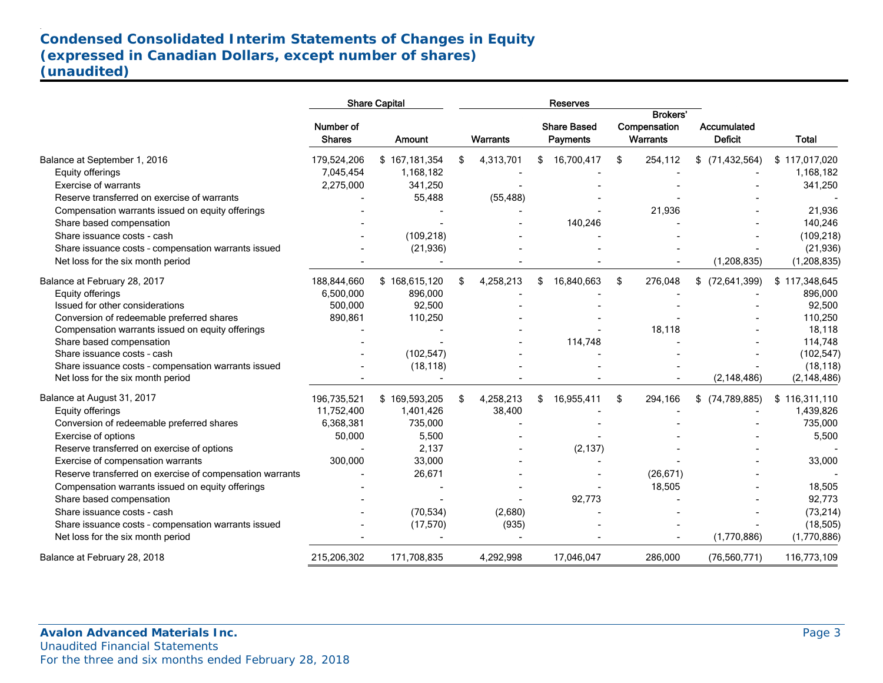# Condensed Consolidated Interim Statements of Changes in Equity
# (expressed in Canadian Dollars, except number of shares)
# (unaudited)

| | Share Capital | | Reserves | | | | |
|---|---|---|---|---|---|---|---|
| | Number of Shares | Amount | Warrants | Share Based Payments | Brokers' Compensation Warrants | Accumulated Deficit | Total |
| Balance at September 1, 2016 | 179,524,206 | $ 167,181,354 | $ 4,313,701 | $ 16,700,417 | $ 254,112 | $ (71,432,564) | $ 117,017,020 |
| Equity offerings | 7,045,454 | 1,168,182 | - | - | - | - | 1,168,182 |
| Exercise of warrants | 2,275,000 | 341,250 | - | - | - | - | 341,250 |
| Reserve transferred on exercise of warrants | - | 55,488 | (55,488) | - | - | - | - |
| Compensation warrants issued on equity offerings | - | - | - | - | 21,936 | - | 21,936 |
| Share based compensation | - | - | - | 140,246 | - | - | 140,246 |
| Share issuance costs - cash | - | (109,218) | - | - | - | - | (109,218) |
| Share issuance costs - compensation warrants issued | - | (21,936) | - | - | - | - | (21,936) |
| Net loss for the six month period | - | - | - | - | - | (1,208,835) | (1,208,835) |
| Balance at February 28, 2017 | 188,844,660 | $ 168,615,120 | $ 4,258,213 | $ 16,840,663 | $ 276,048 | $ (72,641,399) | $ 117,348,645 |
| Equity offerings | 6,500,000 | 896,000 | - | - | - | - | 896,000 |
| Issued for other considerations | 500,000 | 92,500 | - | - | - | - | 92,500 |
| Conversion of redeemable preferred shares | 890,861 | 110,250 | - | - | - | - | 110,250 |
| Compensation warrants issued on equity offerings | - | - | - | - | 18,118 | - | 18,118 |
| Share based compensation | - | - | - | 114,748 | - | - | 114,748 |
| Share issuance costs - cash | - | (102,547) | - | - | - | - | (102,547) |
| Share issuance costs - compensation warrants issued | - | (18,118) | - | - | - | - | (18,118) |
| Net loss for the six month period | - | - | - | - | - | (2,148,486) | (2,148,486) |
| Balance at August 31, 2017 | 196,735,521 | $ 169,593,205 | $ 4,258,213 | $ 16,955,411 | $ 294,166 | $ (74,789,885) | $ 116,311,110 |
| Equity offerings | 11,752,400 | 1,401,426 | 38,400 | - | - | - | 1,439,826 |
| Conversion of redeemable preferred shares | 6,368,381 | 735,000 | - | - | - | - | 735,000 |
| Exercise of options | 50,000 | 5,500 | - | - | - | - | 5,500 |
| Reserve transferred on exercise of options | - | 2,137 | - | (2,137) | - | - | - |
| Exercise of compensation warrants | 300,000 | 33,000 | - | - | - | - | 33,000 |
| Reserve transferred on exercise of compensation warrants | - | 26,671 | - | - | (26,671) | - | - |
| Compensation warrants issued on equity offerings | - | - | - | - | 18,505 | - | 18,505 |
| Share based compensation | - | - | - | 92,773 | - | - | 92,773 |
| Share issuance costs - cash | - | (70,534) | (2,680) | - | - | - | (73,214) |
| Share issuance costs - compensation warrants issued | - | (17,570) | (935) | - | - | - | (18,505) |
| Net loss for the six month period | - | - | - | - | - | (1,770,886) | (1,770,886) |
| Balance at February 28, 2018 | 215,206,302 | 171,708,835 | 4,292,998 | 17,046,047 | 286,000 | (76,560,771) | 116,773,109 |

**Avalon Advanced Materials Inc.**
Unaudited Financial Statements
For the three and six months ended February 28, 2018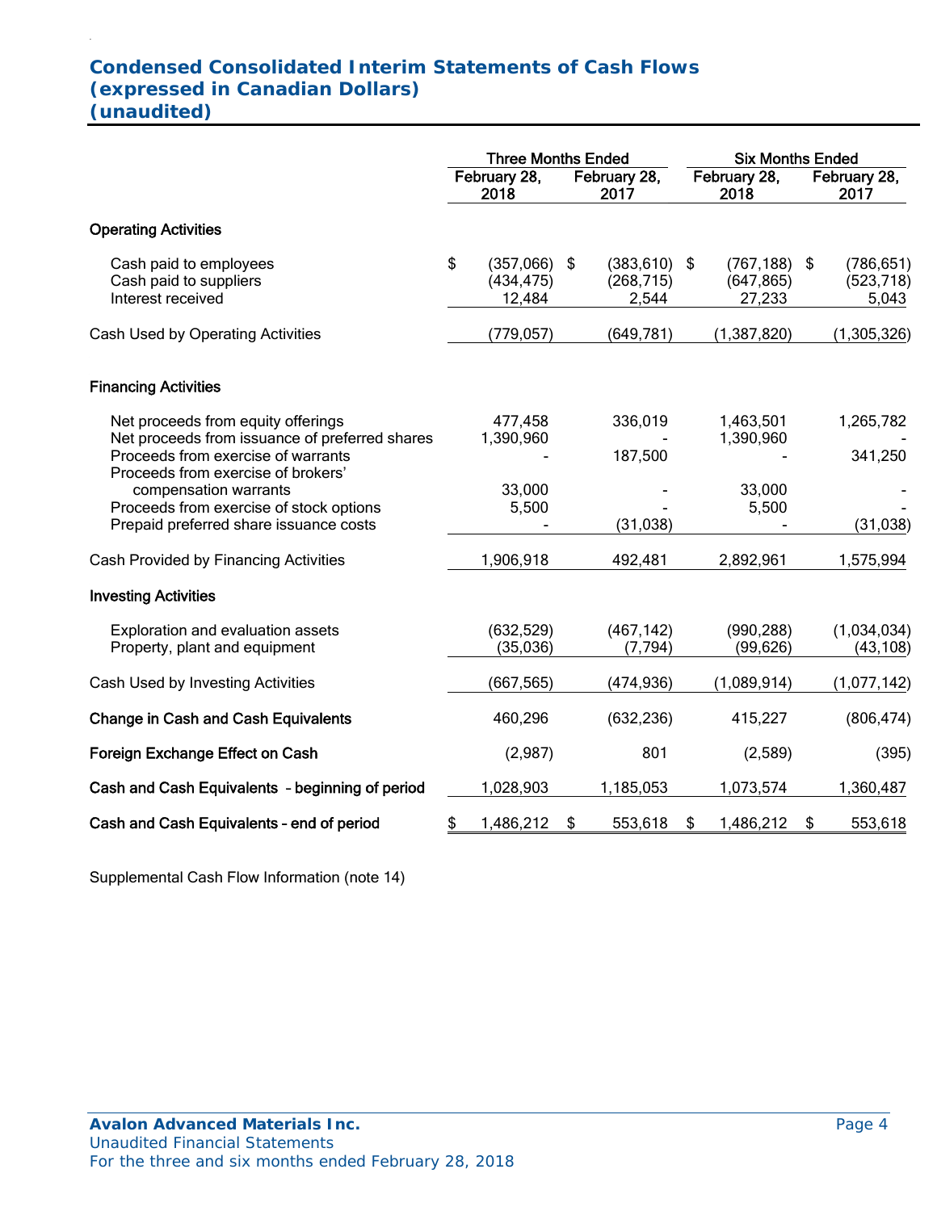# Condensed Consolidated Interim Statements of Cash Flows
# (expressed in Canadian Dollars)
# (unaudited)

| | Three Months Ended | | Six Months Ended | |
|---|---|---|---|---|
| | February 28, 2018 | February 28, 2017 | February 28, 2018 | February 28, 2017 |
| **Operating Activities** | | | | |
| Cash paid to employees | $ (357,066) | $ (383,610) | $ (767,188) | $ (786,651) |
| Cash paid to suppliers | (434,475) | (268,715) | (647,865) | (523,718) |
| Interest received | 12,484 | 2,544 | 27,233 | 5,043 |
| Cash Used by Operating Activities | (779,057) | (649,781) | (1,387,820) | (1,305,326) |
| **Financing Activities** | | | | |
| Net proceeds from equity offerings | 477,458 | 336,019 | 1,463,501 | 1,265,782 |
| Net proceeds from issuance of preferred shares | 1,390,960 | - | 1,390,960 | - |
| Proceeds from exercise of warrants | - | 187,500 | - | 341,250 |
| Proceeds from exercise of brokers' compensation warrants | 33,000 | - | 33,000 | - |
| Proceeds from exercise of stock options | 5,500 | - | 5,500 | - |
| Prepaid preferred share issuance costs | - | (31,038) | - | (31,038) |
| Cash Provided by Financing Activities | 1,906,918 | 492,481 | 2,892,961 | 1,575,994 |
| **Investing Activities** | | | | |
| Exploration and evaluation assets | (632,529) | (467,142) | (990,288) | (1,034,034) |
| Property, plant and equipment | (35,036) | (7,794) | (99,626) | (43,108) |
| Cash Used by Investing Activities | (667,565) | (474,936) | (1,089,914) | (1,077,142) |
| **Change in Cash and Cash Equivalents** | 460,296 | (632,236) | 415,227 | (806,474) |
| **Foreign Exchange Effect on Cash** | (2,987) | 801 | (2,589) | (395) |
| **Cash and Cash Equivalents - beginning of period** | 1,028,903 | 1,185,053 | 1,073,574 | 1,360,487 |
| **Cash and Cash Equivalents - end of period** | $ 1,486,212 | $ 553,618 | $ 1,486,212 | $ 553,618 |

Supplemental Cash Flow Information (note 14)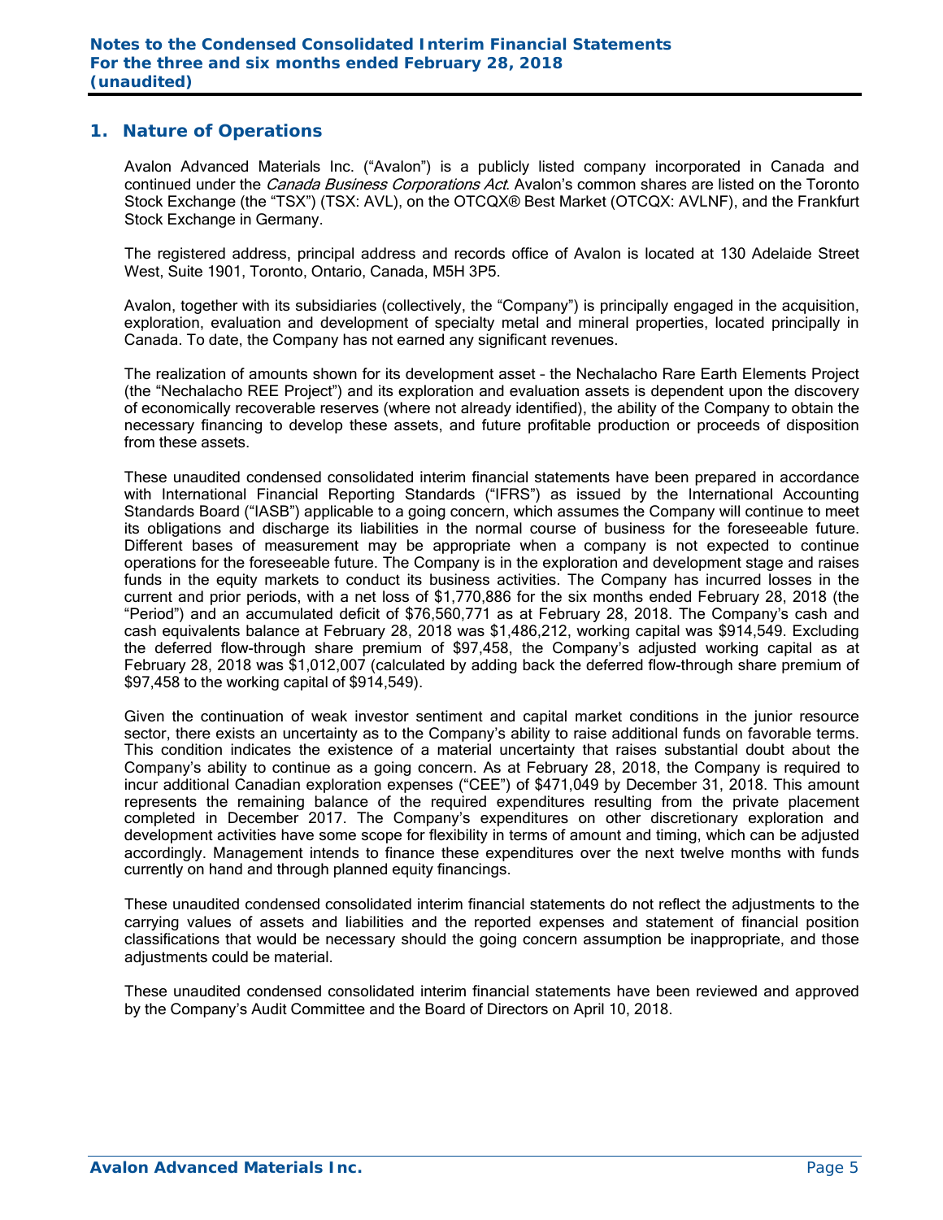## 1. Nature of Operations

Avalon Advanced Materials Inc. ("Avalon") is a publicly listed company incorporated in Canada and continued under the *Canada Business Corporations Act*. Avalon's common shares are listed on the Toronto Stock Exchange (the "TSX") (TSX: AVL), on the OTCQX® Best Market (OTCQX: AVLNF), and the Frankfurt Stock Exchange in Germany.

The registered address, principal address and records office of Avalon is located at 130 Adelaide Street West, Suite 1901, Toronto, Ontario, Canada, M5H 3P5.

Avalon, together with its subsidiaries (collectively, the "Company") is principally engaged in the acquisition, exploration, evaluation and development of specialty metal and mineral properties, located principally in Canada. To date, the Company has not earned any significant revenues.

The realization of amounts shown for its development asset – the Nechalacho Rare Earth Elements Project (the "Nechalacho REE Project") and its exploration and evaluation assets is dependent upon the discovery of economically recoverable reserves (where not already identified), the ability of the Company to obtain the necessary financing to develop these assets, and future profitable production or proceeds of disposition from these assets.

These unaudited condensed consolidated interim financial statements have been prepared in accordance with International Financial Reporting Standards ("IFRS") as issued by the International Accounting Standards Board ("IASB") applicable to a going concern, which assumes the Company will continue to meet its obligations and discharge its liabilities in the normal course of business for the foreseeable future. Different bases of measurement may be appropriate when a company is not expected to continue operations for the foreseeable future. The Company is in the exploration and development stage and raises funds in the equity markets to conduct its business activities. The Company has incurred losses in the current and prior periods, with a net loss of $1,770,886 for the six months ended February 28, 2018 (the "Period") and an accumulated deficit of $76,560,771 as at February 28, 2018. The Company's cash and cash equivalents balance at February 28, 2018 was $1,486,212, working capital was $914,549. Excluding the deferred flow-through share premium of $97,458, the Company's adjusted working capital as at February 28, 2018 was $1,012,007 (calculated by adding back the deferred flow-through share premium of $97,458 to the working capital of $914,549).

Given the continuation of weak investor sentiment and capital market conditions in the junior resource sector, there exists an uncertainty as to the Company's ability to raise additional funds on favorable terms. This condition indicates the existence of a material uncertainty that raises substantial doubt about the Company's ability to continue as a going concern. As at February 28, 2018, the Company is required to incur additional Canadian exploration expenses ("CEE") of $471,049 by December 31, 2018. This amount represents the remaining balance of the required expenditures resulting from the private placement completed in December 2017. The Company's expenditures on other discretionary exploration and development activities have some scope for flexibility in terms of amount and timing, which can be adjusted accordingly. Management intends to finance these expenditures over the next twelve months with funds currently on hand and through planned equity financings.

These unaudited condensed consolidated interim financial statements do not reflect the adjustments to the carrying values of assets and liabilities and the reported expenses and statement of financial position classifications that would be necessary should the going concern assumption be inappropriate, and those adjustments could be material.

These unaudited condensed consolidated interim financial statements have been reviewed and approved by the Company's Audit Committee and the Board of Directors on April 10, 2018.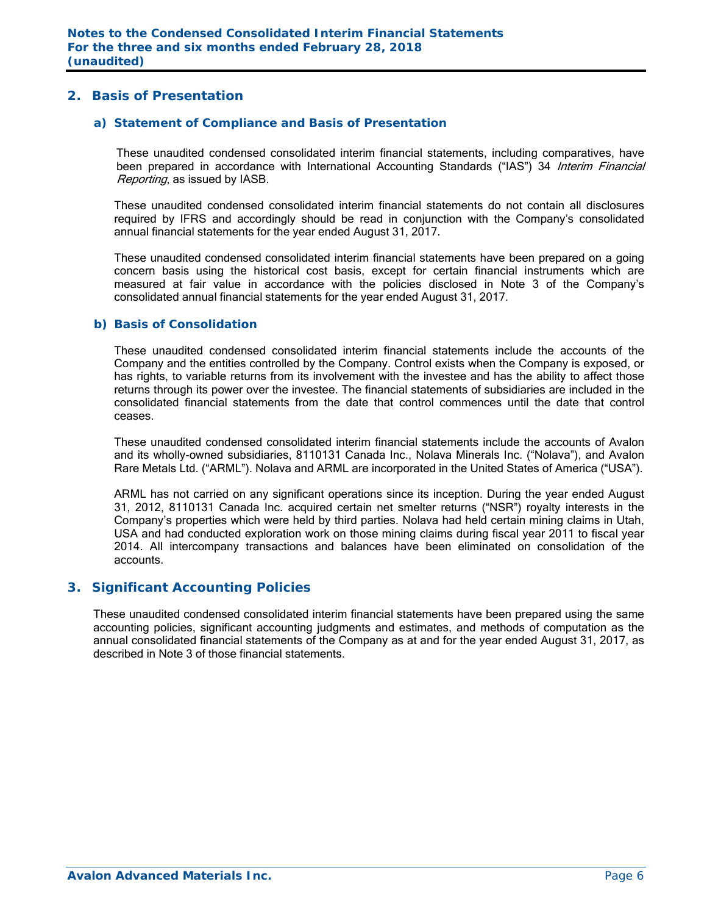## 2. Basis of Presentation

### a) Statement of Compliance and Basis of Presentation

These unaudited condensed consolidated interim financial statements, including comparatives, have been prepared in accordance with International Accounting Standards ("IAS") 34 *Interim Financial Reporting*, as issued by IASB.

These unaudited condensed consolidated interim financial statements do not contain all disclosures required by IFRS and accordingly should be read in conjunction with the Company's consolidated annual financial statements for the year ended August 31, 2017.

These unaudited condensed consolidated interim financial statements have been prepared on a going concern basis using the historical cost basis, except for certain financial instruments which are measured at fair value in accordance with the policies disclosed in Note 3 of the Company's consolidated annual financial statements for the year ended August 31, 2017.

### b) Basis of Consolidation

These unaudited condensed consolidated interim financial statements include the accounts of the Company and the entities controlled by the Company. Control exists when the Company is exposed, or has rights, to variable returns from its involvement with the investee and has the ability to affect those returns through its power over the investee. The financial statements of subsidiaries are included in the consolidated financial statements from the date that control commences until the date that control ceases.

These unaudited condensed consolidated interim financial statements include the accounts of Avalon and its wholly-owned subsidiaries, 8110131 Canada Inc., Nolava Minerals Inc. ("Nolava"), and Avalon Rare Metals Ltd. ("ARML"). Nolava and ARML are incorporated in the United States of America ("USA").

ARML has not carried on any significant operations since its inception. During the year ended August 31, 2012, 8110131 Canada Inc. acquired certain net smelter returns ("NSR") royalty interests in the Company's properties which were held by third parties. Nolava had held certain mining claims in Utah, USA and had conducted exploration work on those mining claims during fiscal year 2011 to fiscal year 2014. All intercompany transactions and balances have been eliminated on consolidation of the accounts.

## 3. Significant Accounting Policies

These unaudited condensed consolidated interim financial statements have been prepared using the same accounting policies, significant accounting judgments and estimates, and methods of computation as the annual consolidated financial statements of the Company as at and for the year ended August 31, 2017, as described in Note 3 of those financial statements.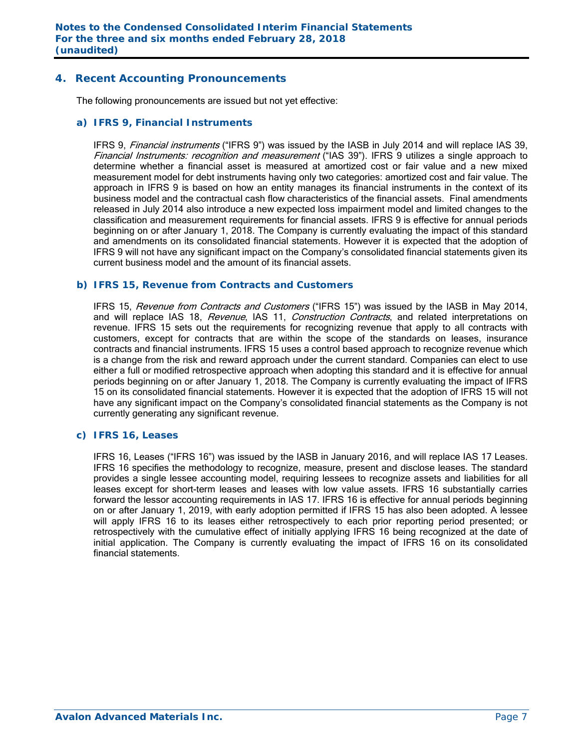## 4. Recent Accounting Pronouncements

The following pronouncements are issued but not yet effective:

### a) IFRS 9, Financial Instruments

IFRS 9, *Financial instruments* ("IFRS 9") was issued by the IASB in July 2014 and will replace IAS 39, *Financial Instruments: recognition and measurement* ("IAS 39"). IFRS 9 utilizes a single approach to determine whether a financial asset is measured at amortized cost or fair value and a new mixed measurement model for debt instruments having only two categories: amortized cost and fair value. The approach in IFRS 9 is based on how an entity manages its financial instruments in the context of its business model and the contractual cash flow characteristics of the financial assets. Final amendments released in July 2014 also introduce a new expected loss impairment model and limited changes to the classification and measurement requirements for financial assets. IFRS 9 is effective for annual periods beginning on or after January 1, 2018. The Company is currently evaluating the impact of this standard and amendments on its consolidated financial statements. However it is expected that the adoption of IFRS 9 will not have any significant impact on the Company's consolidated financial statements given its current business model and the amount of its financial assets.

### b) IFRS 15, Revenue from Contracts and Customers

IFRS 15, *Revenue from Contracts and Customers* ("IFRS 15") was issued by the IASB in May 2014, and will replace IAS 18, *Revenue*, IAS 11, *Construction Contracts*, and related interpretations on revenue. IFRS 15 sets out the requirements for recognizing revenue that apply to all contracts with customers, except for contracts that are within the scope of the standards on leases, insurance contracts and financial instruments. IFRS 15 uses a control based approach to recognize revenue which is a change from the risk and reward approach under the current standard. Companies can elect to use either a full or modified retrospective approach when adopting this standard and it is effective for annual periods beginning on or after January 1, 2018. The Company is currently evaluating the impact of IFRS 15 on its consolidated financial statements. However it is expected that the adoption of IFRS 15 will not have any significant impact on the Company's consolidated financial statements as the Company is not currently generating any significant revenue.

### c) IFRS 16, Leases

IFRS 16, Leases ("IFRS 16") was issued by the IASB in January 2016, and will replace IAS 17 Leases. IFRS 16 specifies the methodology to recognize, measure, present and disclose leases. The standard provides a single lessee accounting model, requiring lessees to recognize assets and liabilities for all leases except for short-term leases and leases with low value assets. IFRS 16 substantially carries forward the lessor accounting requirements in IAS 17. IFRS 16 is effective for annual periods beginning on or after January 1, 2019, with early adoption permitted if IFRS 15 has also been adopted. A lessee will apply IFRS 16 to its leases either retrospectively to each prior reporting period presented; or retrospectively with the cumulative effect of initially applying IFRS 16 being recognized at the date of initial application. The Company is currently evaluating the impact of IFRS 16 on its consolidated financial statements.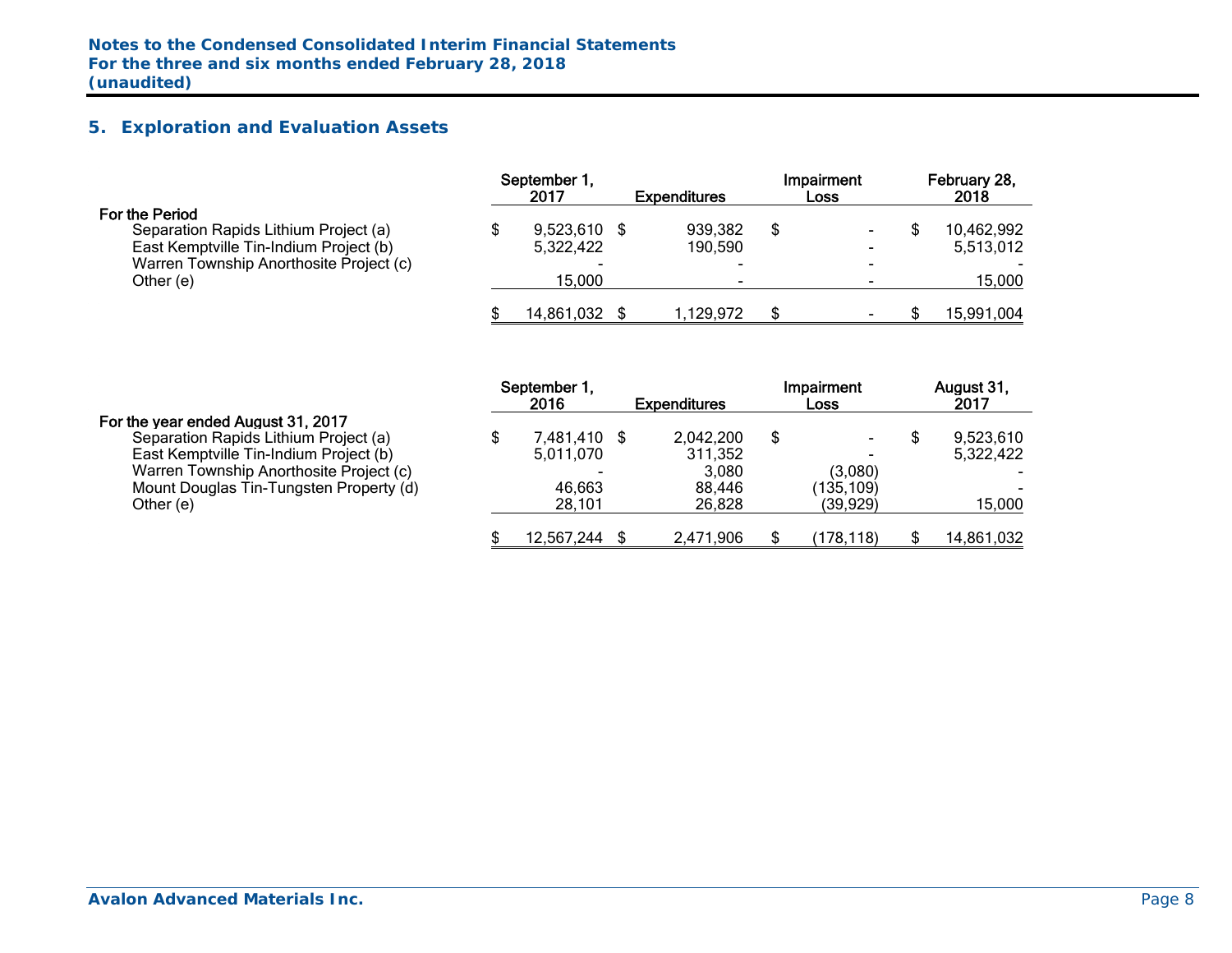## 5. Exploration and Evaluation Assets

| | September 1, 2017 | Expenditures | Impairment Loss | February 28, 2018 |
|---|---|---|---|---|
| **For the Period** | | | | |
| Separation Rapids Lithium Project (a) | $ 9,523,610 | $ 939,382 | $ - | $ 10,462,992 |
| East Kemptville Tin-Indium Project (b) | 5,322,422 | 190,590 | - | 5,513,012 |
| Warren Township Anorthosite Project (c) | - | - | - | - |
| Other (e) | 15,000 | - | - | 15,000 |
| | $ 14,861,032 | $ 1,129,972 | $ - | $ 15,991,004 |

| | September 1, 2016 | Expenditures | Impairment Loss | August 31, 2017 |
|---|---|---|---|---|
| **For the year ended August 31, 2017** | | | | |
| Separation Rapids Lithium Project (a) | $ 7,481,410 | $ 2,042,200 | $ - | $ 9,523,610 |
| East Kemptville Tin-Indium Project (b) | 5,011,070 | 311,352 | - | 5,322,422 |
| Warren Township Anorthosite Project (c) | - | 3,080 | (3,080) | - |
| Mount Douglas Tin-Tungsten Property (d) | 46,663 | 88,446 | (135,109) | - |
| Other (e) | 28,101 | 26,828 | (39,929) | 15,000 |
| | $ 12,567,244 | $ 2,471,906 | $ (178,118) | $ 14,861,032 |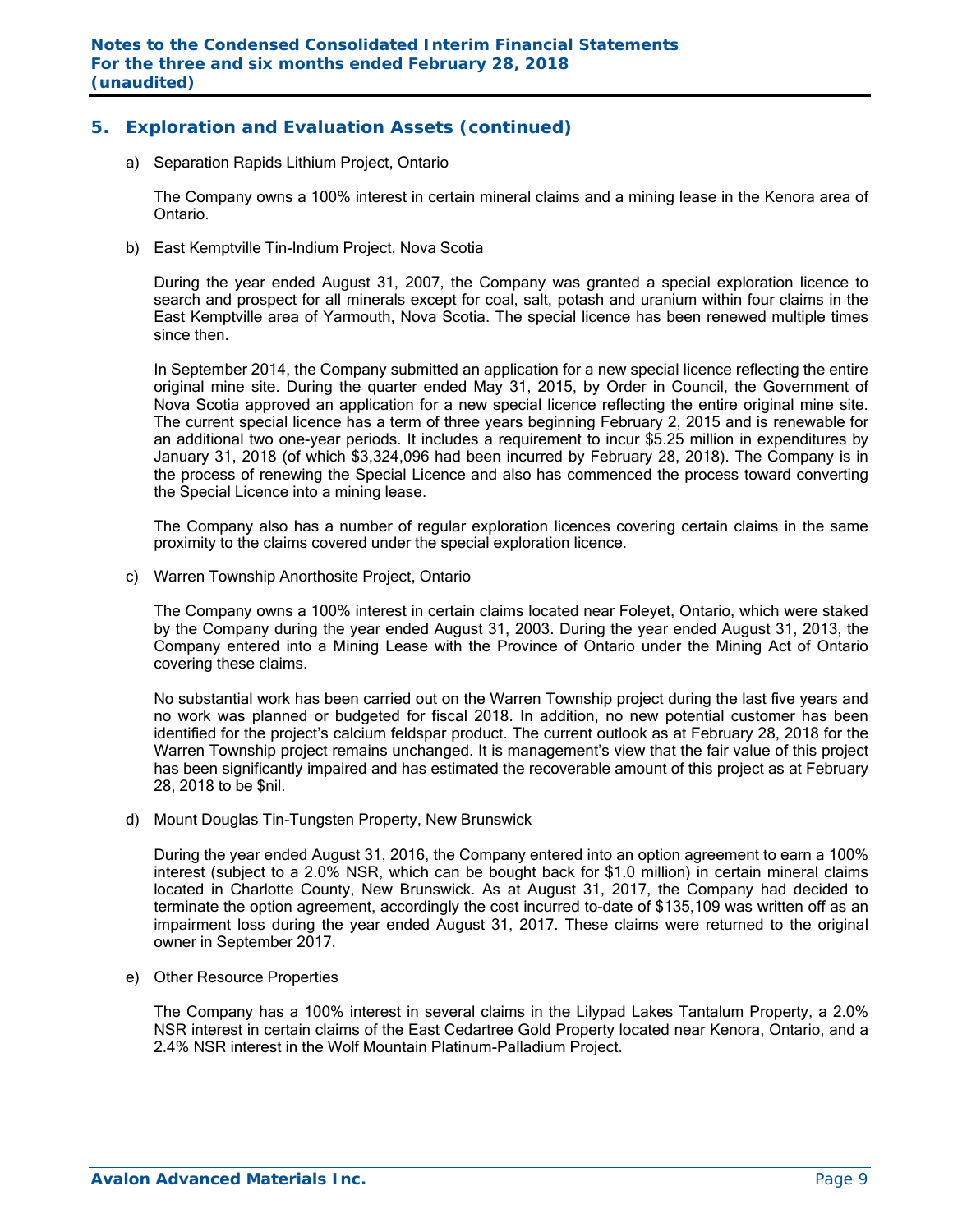## 5. Exploration and Evaluation Assets (continued)

a) Separation Rapids Lithium Project, Ontario

The Company owns a 100% interest in certain mineral claims and a mining lease in the Kenora area of Ontario.

b) East Kemptville Tin-Indium Project, Nova Scotia

During the year ended August 31, 2007, the Company was granted a special exploration licence to search and prospect for all minerals except for coal, salt, potash and uranium within four claims in the East Kemptville area of Yarmouth, Nova Scotia. The special licence has been renewed multiple times since then.

In September 2014, the Company submitted an application for a new special licence reflecting the entire original mine site. During the quarter ended May 31, 2015, by Order in Council, the Government of Nova Scotia approved an application for a new special licence reflecting the entire original mine site. The current special licence has a term of three years beginning February 2, 2015 and is renewable for an additional two one-year periods. It includes a requirement to incur $5.25 million in expenditures by January 31, 2018 (of which $3,324,096 had been incurred by February 28, 2018). The Company is in the process of renewing the Special Licence and also has commenced the process toward converting the Special Licence into a mining lease.

The Company also has a number of regular exploration licences covering certain claims in the same proximity to the claims covered under the special exploration licence.

c) Warren Township Anorthosite Project, Ontario

The Company owns a 100% interest in certain claims located near Foleyet, Ontario, which were staked by the Company during the year ended August 31, 2003. During the year ended August 31, 2013, the Company entered into a Mining Lease with the Province of Ontario under the Mining Act of Ontario covering these claims.

No substantial work has been carried out on the Warren Township project during the last five years and no work was planned or budgeted for fiscal 2018. In addition, no new potential customer has been identified for the project's calcium feldspar product. The current outlook as at February 28, 2018 for the Warren Township project remains unchanged. It is management's view that the fair value of this project has been significantly impaired and has estimated the recoverable amount of this project as at February 28, 2018 to be $nil.

d) Mount Douglas Tin-Tungsten Property, New Brunswick

During the year ended August 31, 2016, the Company entered into an option agreement to earn a 100% interest (subject to a 2.0% NSR, which can be bought back for $1.0 million) in certain mineral claims located in Charlotte County, New Brunswick. As at August 31, 2017, the Company had decided to terminate the option agreement, accordingly the cost incurred to-date of $135,109 was written off as an impairment loss during the year ended August 31, 2017. These claims were returned to the original owner in September 2017.

e) Other Resource Properties

The Company has a 100% interest in several claims in the Lilypad Lakes Tantalum Property, a 2.0% NSR interest in certain claims of the East Cedartree Gold Property located near Kenora, Ontario, and a 2.4% NSR interest in the Wolf Mountain Platinum-Palladium Project.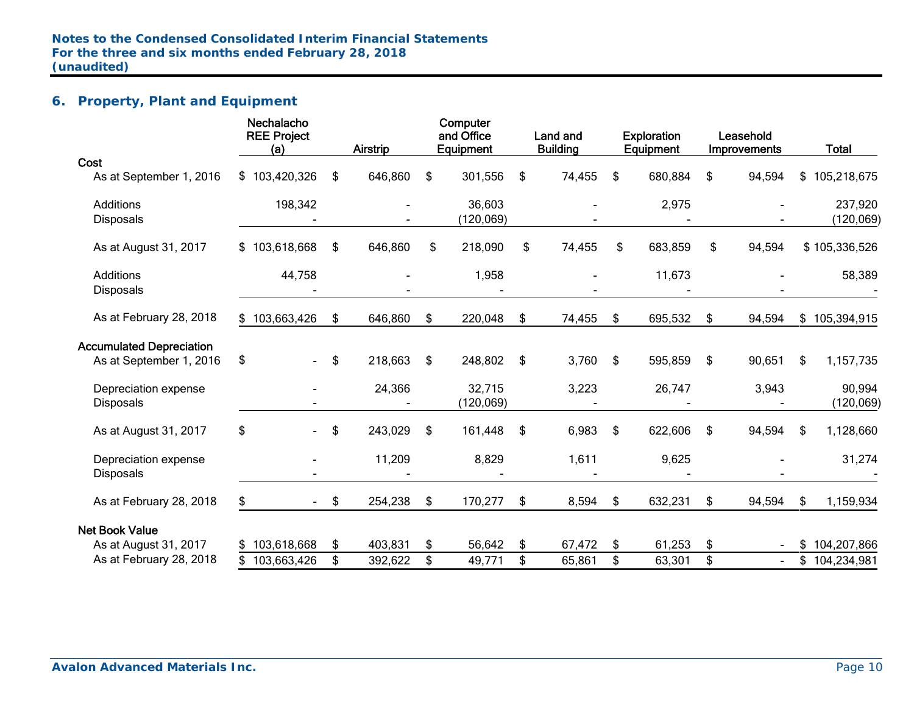## 6. Property, Plant and Equipment

| | Nechalacho REE Project (a) | Airstrip | Computer and Office Equipment | Land and Building | Exploration Equipment | Leasehold Improvements | Total |
|---|---|---|---|---|---|---|---|
| **Cost** | | | | | | | |
| As at September 1, 2016 | $ 103,420,326 | $ 646,860 | $ 301,556 | $ 74,455 | $ 680,884 | $ 94,594 | $ 105,218,675 |
| Additions | 198,342 | - | 36,603 | - | 2,975 | - | 237,920 |
| Disposals | - | - | (120,069) | - | - | - | (120,069) |
| As at August 31, 2017 | $ 103,618,668 | $ 646,860 | $ 218,090 | $ 74,455 | $ 683,859 | $ 94,594 | $ 105,336,526 |
| Additions | 44,758 | - | 1,958 | - | 11,673 | - | 58,389 |
| Disposals | - | - | - | - | - | - | - |
| As at February 28, 2018 | $ 103,663,426 | $ 646,860 | $ 220,048 | $ 74,455 | $ 695,532 | $ 94,594 | $ 105,394,915 |
| **Accumulated Depreciation** | | | | | | | |
| As at September 1, 2016 | $ - | $ 218,663 | $ 248,802 | $ 3,760 | $ 595,859 | $ 90,651 | $ 1,157,735 |
| Depreciation expense | - | 24,366 | 32,715 | 3,223 | 26,747 | 3,943 | 90,994 |
| Disposals | - | - | (120,069) | - | - | - | (120,069) |
| As at August 31, 2017 | $ - | $ 243,029 | $ 161,448 | $ 6,983 | $ 622,606 | $ 94,594 | $ 1,128,660 |
| Depreciation expense | - | 11,209 | 8,829 | 1,611 | 9,625 | - | 31,274 |
| Disposals | - | - | - | - | - | - | - |
| As at February 28, 2018 | $ - | $ 254,238 | $ 170,277 | $ 8,594 | $ 632,231 | $ 94,594 | $ 1,159,934 |
| **Net Book Value** | | | | | | | |
| As at August 31, 2017 | $ 103,618,668 | $ 403,831 | $ 56,642 | $ 67,472 | $ 61,253 | $ - | $ 104,207,866 |
| As at February 28, 2018 | $ 103,663,426 | $ 392,622 | $ 49,771 | $ 65,861 | $ 63,301 | $ - | $ 104,234,981 |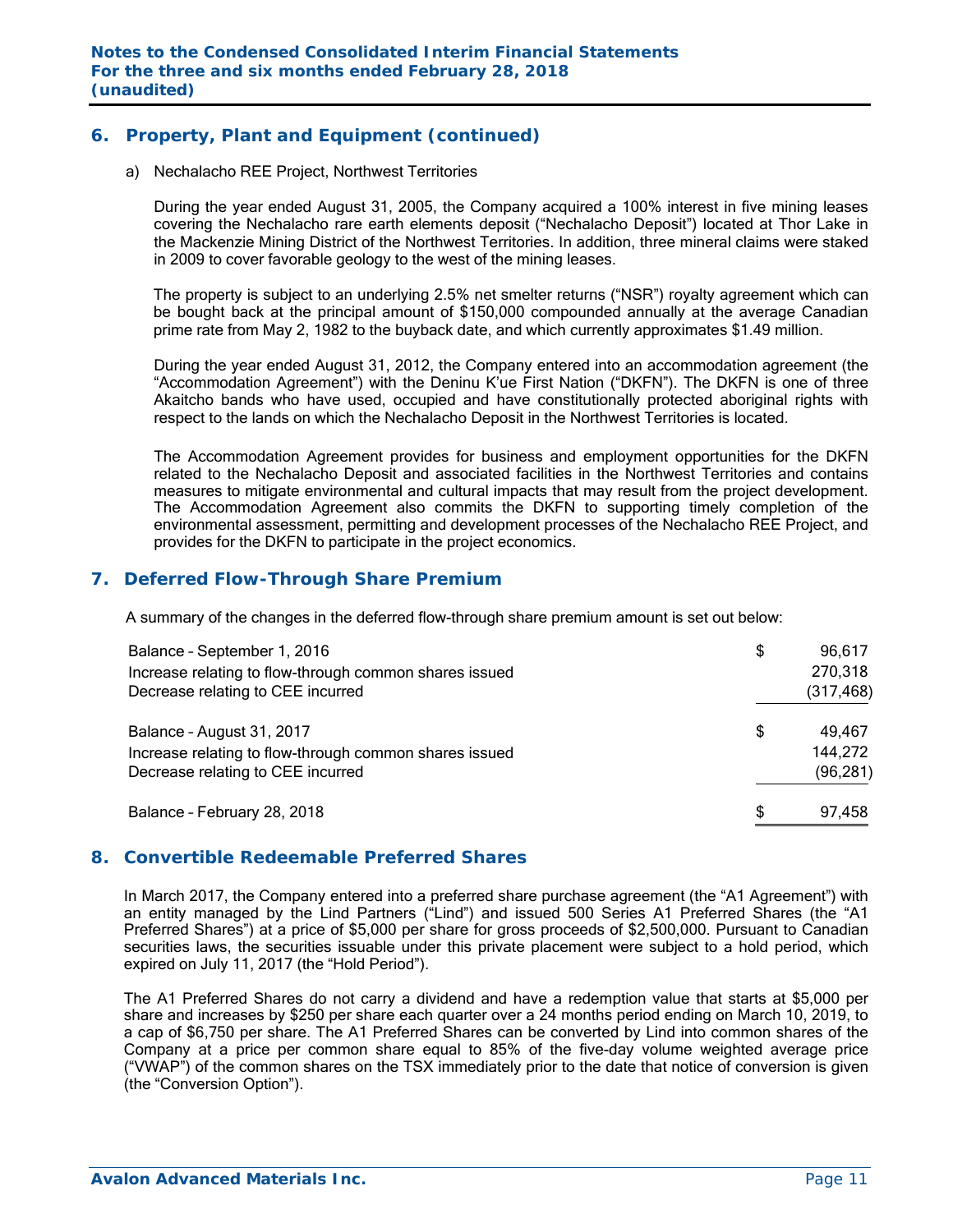## 6. Property, Plant and Equipment (continued)

a) Nechalacho REE Project, Northwest Territories

During the year ended August 31, 2005, the Company acquired a 100% interest in five mining leases covering the Nechalacho rare earth elements deposit ("Nechalacho Deposit") located at Thor Lake in the Mackenzie Mining District of the Northwest Territories. In addition, three mineral claims were staked in 2009 to cover favorable geology to the west of the mining leases.

The property is subject to an underlying 2.5% net smelter returns ("NSR") royalty agreement which can be bought back at the principal amount of $150,000 compounded annually at the average Canadian prime rate from May 2, 1982 to the buyback date, and which currently approximates $1.49 million.

During the year ended August 31, 2012, the Company entered into an accommodation agreement (the "Accommodation Agreement") with the Deninu K'ue First Nation ("DKFN"). The DKFN is one of three Akaitcho bands who have used, occupied and have constitutionally protected aboriginal rights with respect to the lands on which the Nechalacho Deposit in the Northwest Territories is located.

The Accommodation Agreement provides for business and employment opportunities for the DKFN related to the Nechalacho Deposit and associated facilities in the Northwest Territories and contains measures to mitigate environmental and cultural impacts that may result from the project development. The Accommodation Agreement also commits the DKFN to supporting timely completion of the environmental assessment, permitting and development processes of the Nechalacho REE Project, and provides for the DKFN to participate in the project economics.

## 7. Deferred Flow-Through Share Premium

A summary of the changes in the deferred flow-through share premium amount is set out below:

| | | |
|---|---|---|
| Balance – September 1, 2016 | $ | 96,617 |
| Increase relating to flow-through common shares issued | | 270,318 |
| Decrease relating to CEE incurred | | (317,468) |
| Balance – August 31, 2017 | $ | 49,467 |
| Increase relating to flow-through common shares issued | | 144,272 |
| Decrease relating to CEE incurred | | (96,281) |
| Balance – February 28, 2018 | $ | 97,458 |

## 8. Convertible Redeemable Preferred Shares

In March 2017, the Company entered into a preferred share purchase agreement (the "A1 Agreement") with an entity managed by the Lind Partners ("Lind") and issued 500 Series A1 Preferred Shares (the "A1 Preferred Shares") at a price of $5,000 per share for gross proceeds of $2,500,000. Pursuant to Canadian securities laws, the securities issuable under this private placement were subject to a hold period, which expired on July 11, 2017 (the "Hold Period").

The A1 Preferred Shares do not carry a dividend and have a redemption value that starts at $5,000 per share and increases by $250 per share each quarter over a 24 months period ending on March 10, 2019, to a cap of $6,750 per share. The A1 Preferred Shares can be converted by Lind into common shares of the Company at a price per common share equal to 85% of the five-day volume weighted average price ("VWAP") of the common shares on the TSX immediately prior to the date that notice of conversion is given (the "Conversion Option").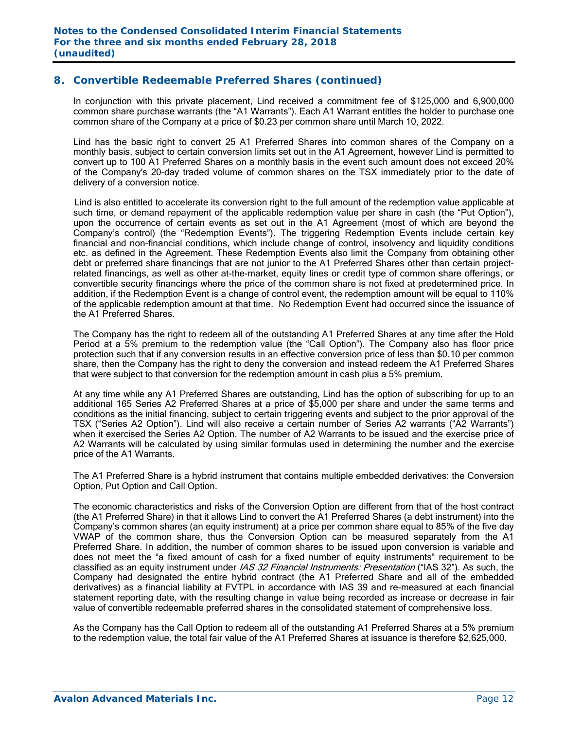## 8. Convertible Redeemable Preferred Shares (continued)

In conjunction with this private placement, Lind received a commitment fee of $125,000 and 6,900,000 common share purchase warrants (the "A1 Warrants"). Each A1 Warrant entitles the holder to purchase one common share of the Company at a price of $0.23 per common share until March 10, 2022.

Lind has the basic right to convert 25 A1 Preferred Shares into common shares of the Company on a monthly basis, subject to certain conversion limits set out in the A1 Agreement, however Lind is permitted to convert up to 100 A1 Preferred Shares on a monthly basis in the event such amount does not exceed 20% of the Company's 20-day traded volume of common shares on the TSX immediately prior to the date of delivery of a conversion notice.

Lind is also entitled to accelerate its conversion right to the full amount of the redemption value applicable at such time, or demand repayment of the applicable redemption value per share in cash (the "Put Option"), upon the occurrence of certain events as set out in the A1 Agreement (most of which are beyond the Company's control) (the "Redemption Events"). The triggering Redemption Events include certain key financial and non-financial conditions, which include change of control, insolvency and liquidity conditions etc. as defined in the Agreement. These Redemption Events also limit the Company from obtaining other debt or preferred share financings that are not junior to the A1 Preferred Shares other than certain project-related financings, as well as other at-the-market, equity lines or credit type of common share offerings, or convertible security financings where the price of the common share is not fixed at predetermined price. In addition, if the Redemption Event is a change of control event, the redemption amount will be equal to 110% of the applicable redemption amount at that time. No Redemption Event had occurred since the issuance of the A1 Preferred Shares.

The Company has the right to redeem all of the outstanding A1 Preferred Shares at any time after the Hold Period at a 5% premium to the redemption value (the "Call Option"). The Company also has floor price protection such that if any conversion results in an effective conversion price of less than $0.10 per common share, then the Company has the right to deny the conversion and instead redeem the A1 Preferred Shares that were subject to that conversion for the redemption amount in cash plus a 5% premium.

At any time while any A1 Preferred Shares are outstanding, Lind has the option of subscribing for up to an additional 165 Series A2 Preferred Shares at a price of $5,000 per share and under the same terms and conditions as the initial financing, subject to certain triggering events and subject to the prior approval of the TSX ("Series A2 Option"). Lind will also receive a certain number of Series A2 warrants ("A2 Warrants") when it exercised the Series A2 Option. The number of A2 Warrants to be issued and the exercise price of A2 Warrants will be calculated by using similar formulas used in determining the number and the exercise price of the A1 Warrants.

The A1 Preferred Share is a hybrid instrument that contains multiple embedded derivatives: the Conversion Option, Put Option and Call Option.

The economic characteristics and risks of the Conversion Option are different from that of the host contract (the A1 Preferred Share) in that it allows Lind to convert the A1 Preferred Shares (a debt instrument) into the Company's common shares (an equity instrument) at a price per common share equal to 85% of the five day VWAP of the common share, thus the Conversion Option can be measured separately from the A1 Preferred Share. In addition, the number of common shares to be issued upon conversion is variable and does not meet the "a fixed amount of cash for a fixed number of equity instruments" requirement to be classified as an equity instrument under *IAS 32 Financial Instruments: Presentation* ("IAS 32"). As such, the Company had designated the entire hybrid contract (the A1 Preferred Share and all of the embedded derivatives) as a financial liability at FVTPL in accordance with IAS 39 and re-measured at each financial statement reporting date, with the resulting change in value being recorded as increase or decrease in fair value of convertible redeemable preferred shares in the consolidated statement of comprehensive loss.

As the Company has the Call Option to redeem all of the outstanding A1 Preferred Shares at a 5% premium to the redemption value, the total fair value of the A1 Preferred Shares at issuance is therefore $2,625,000.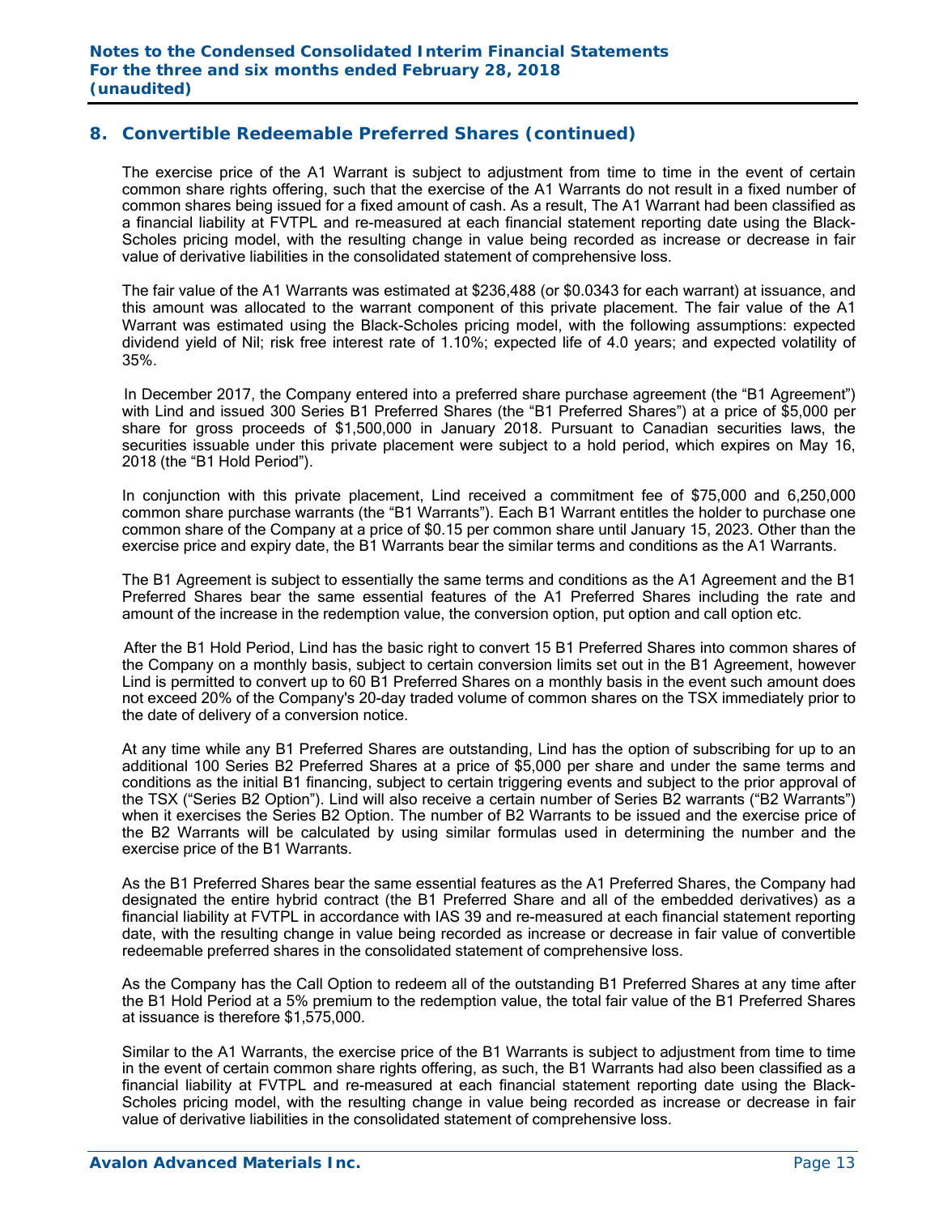## 8. Convertible Redeemable Preferred Shares (continued)

The exercise price of the A1 Warrant is subject to adjustment from time to time in the event of certain common share rights offering, such that the exercise of the A1 Warrants do not result in a fixed number of common shares being issued for a fixed amount of cash. As a result, The A1 Warrant had been classified as a financial liability at FVTPL and re-measured at each financial statement reporting date using the Black-Scholes pricing model, with the resulting change in value being recorded as increase or decrease in fair value of derivative liabilities in the consolidated statement of comprehensive loss.

The fair value of the A1 Warrants was estimated at $236,488 (or $0.0343 for each warrant) at issuance, and this amount was allocated to the warrant component of this private placement. The fair value of the A1 Warrant was estimated using the Black-Scholes pricing model, with the following assumptions: expected dividend yield of Nil; risk free interest rate of 1.10%; expected life of 4.0 years; and expected volatility of 35%.

In December 2017, the Company entered into a preferred share purchase agreement (the "B1 Agreement") with Lind and issued 300 Series B1 Preferred Shares (the "B1 Preferred Shares") at a price of $5,000 per share for gross proceeds of $1,500,000 in January 2018. Pursuant to Canadian securities laws, the securities issuable under this private placement were subject to a hold period, which expires on May 16, 2018 (the "B1 Hold Period").

In conjunction with this private placement, Lind received a commitment fee of $75,000 and 6,250,000 common share purchase warrants (the "B1 Warrants"). Each B1 Warrant entitles the holder to purchase one common share of the Company at a price of $0.15 per common share until January 15, 2023. Other than the exercise price and expiry date, the B1 Warrants bear the similar terms and conditions as the A1 Warrants.

The B1 Agreement is subject to essentially the same terms and conditions as the A1 Agreement and the B1 Preferred Shares bear the same essential features of the A1 Preferred Shares including the rate and amount of the increase in the redemption value, the conversion option, put option and call option etc.

After the B1 Hold Period, Lind has the basic right to convert 15 B1 Preferred Shares into common shares of the Company on a monthly basis, subject to certain conversion limits set out in the B1 Agreement, however Lind is permitted to convert up to 60 B1 Preferred Shares on a monthly basis in the event such amount does not exceed 20% of the Company's 20-day traded volume of common shares on the TSX immediately prior to the date of delivery of a conversion notice.

At any time while any B1 Preferred Shares are outstanding, Lind has the option of subscribing for up to an additional 100 Series B2 Preferred Shares at a price of $5,000 per share and under the same terms and conditions as the initial B1 financing, subject to certain triggering events and subject to the prior approval of the TSX ("Series B2 Option"). Lind will also receive a certain number of Series B2 warrants ("B2 Warrants") when it exercises the Series B2 Option. The number of B2 Warrants to be issued and the exercise price of the B2 Warrants will be calculated by using similar formulas used in determining the number and the exercise price of the B1 Warrants.

As the B1 Preferred Shares bear the same essential features as the A1 Preferred Shares, the Company had designated the entire hybrid contract (the B1 Preferred Share and all of the embedded derivatives) as a financial liability at FVTPL in accordance with IAS 39 and re-measured at each financial statement reporting date, with the resulting change in value being recorded as increase or decrease in fair value of convertible redeemable preferred shares in the consolidated statement of comprehensive loss.

As the Company has the Call Option to redeem all of the outstanding B1 Preferred Shares at any time after the B1 Hold Period at a 5% premium to the redemption value, the total fair value of the B1 Preferred Shares at issuance is therefore $1,575,000.

Similar to the A1 Warrants, the exercise price of the B1 Warrants is subject to adjustment from time to time in the event of certain common share rights offering, as such, the B1 Warrants had also been classified as a financial liability at FVTPL and re-measured at each financial statement reporting date using the Black-Scholes pricing model, with the resulting change in value being recorded as increase or decrease in fair value of derivative liabilities in the consolidated statement of comprehensive loss.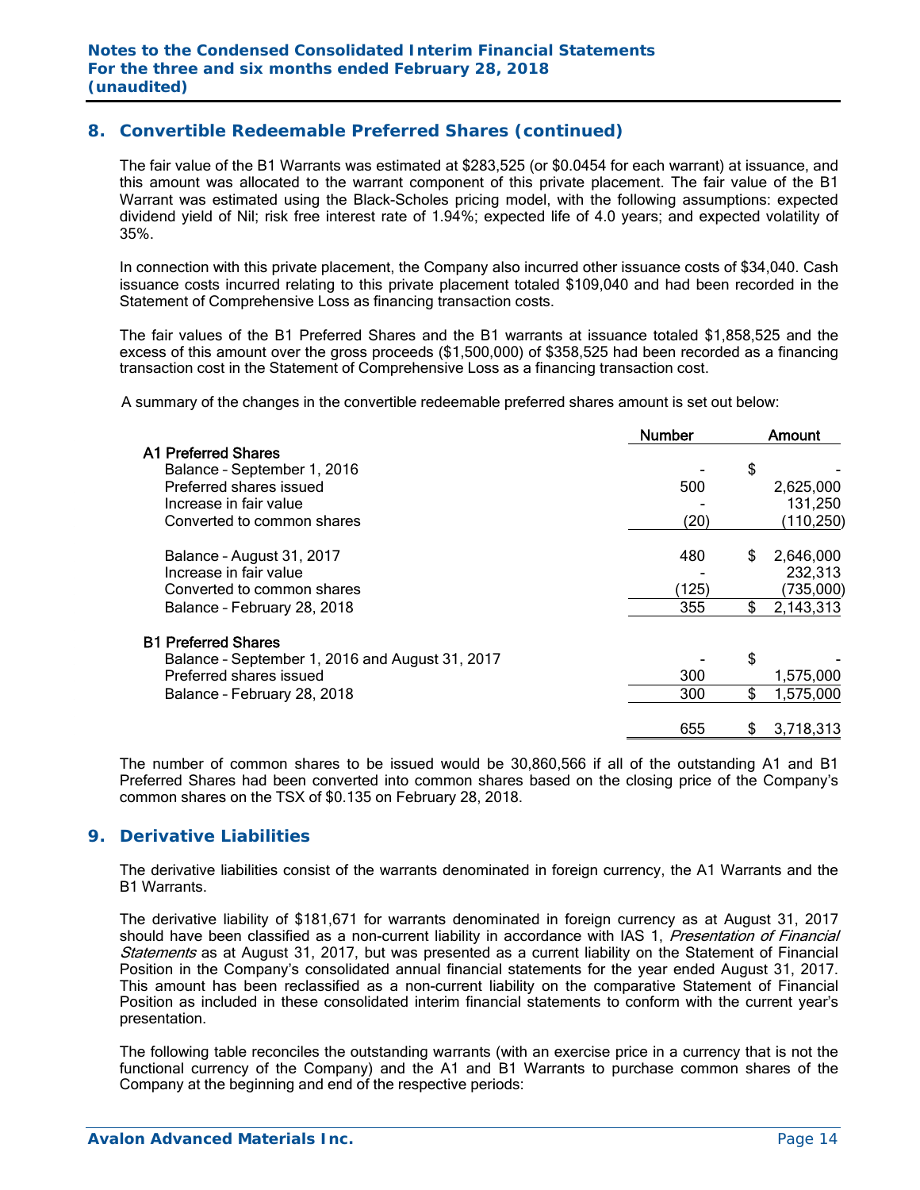## 8. Convertible Redeemable Preferred Shares (continued)

The fair value of the B1 Warrants was estimated at $283,525 (or $0.0454 for each warrant) at issuance, and this amount was allocated to the warrant component of this private placement. The fair value of the B1 Warrant was estimated using the Black-Scholes pricing model, with the following assumptions: expected dividend yield of Nil; risk free interest rate of 1.94%; expected life of 4.0 years; and expected volatility of 35%.

In connection with this private placement, the Company also incurred other issuance costs of $34,040. Cash issuance costs incurred relating to this private placement totaled $109,040 and had been recorded in the Statement of Comprehensive Loss as financing transaction costs.

The fair values of the B1 Preferred Shares and the B1 warrants at issuance totaled $1,858,525 and the excess of this amount over the gross proceeds ($1,500,000) of $358,525 had been recorded as a financing transaction cost in the Statement of Comprehensive Loss as a financing transaction cost.

A summary of the changes in the convertible redeemable preferred shares amount is set out below:

| | Number | Amount |
|---|---|---|
| **A1 Preferred Shares** | | |
| Balance – September 1, 2016 | - | $ - |
| Preferred shares issued | 500 | 2,625,000 |
| Increase in fair value | - | 131,250 |
| Converted to common shares | (20) | (110,250) |
| Balance – August 31, 2017 | 480 | $ 2,646,000 |
| Increase in fair value | - | 232,313 |
| Converted to common shares | (125) | (735,000) |
| Balance – February 28, 2018 | 355 | $ 2,143,313 |
| **B1 Preferred Shares** | | |
| Balance – September 1, 2016 and August 31, 2017 | - | $ - |
| Preferred shares issued | 300 | 1,575,000 |
| Balance – February 28, 2018 | 300 | $ 1,575,000 |
| | 655 | $ 3,718,313 |

The number of common shares to be issued would be 30,860,566 if all of the outstanding A1 and B1 Preferred Shares had been converted into common shares based on the closing price of the Company's common shares on the TSX of $0.135 on February 28, 2018.

## 9. Derivative Liabilities

The derivative liabilities consist of the warrants denominated in foreign currency, the A1 Warrants and the B1 Warrants.

The derivative liability of $181,671 for warrants denominated in foreign currency as at August 31, 2017 should have been classified as a non-current liability in accordance with IAS 1, *Presentation of Financial Statements* as at August 31, 2017, but was presented as a current liability on the Statement of Financial Position in the Company's consolidated annual financial statements for the year ended August 31, 2017. This amount has been reclassified as a non-current liability on the comparative Statement of Financial Position as included in these consolidated interim financial statements to conform with the current year's presentation.

The following table reconciles the outstanding warrants (with an exercise price in a currency that is not the functional currency of the Company) and the A1 and B1 Warrants to purchase common shares of the Company at the beginning and end of the respective periods: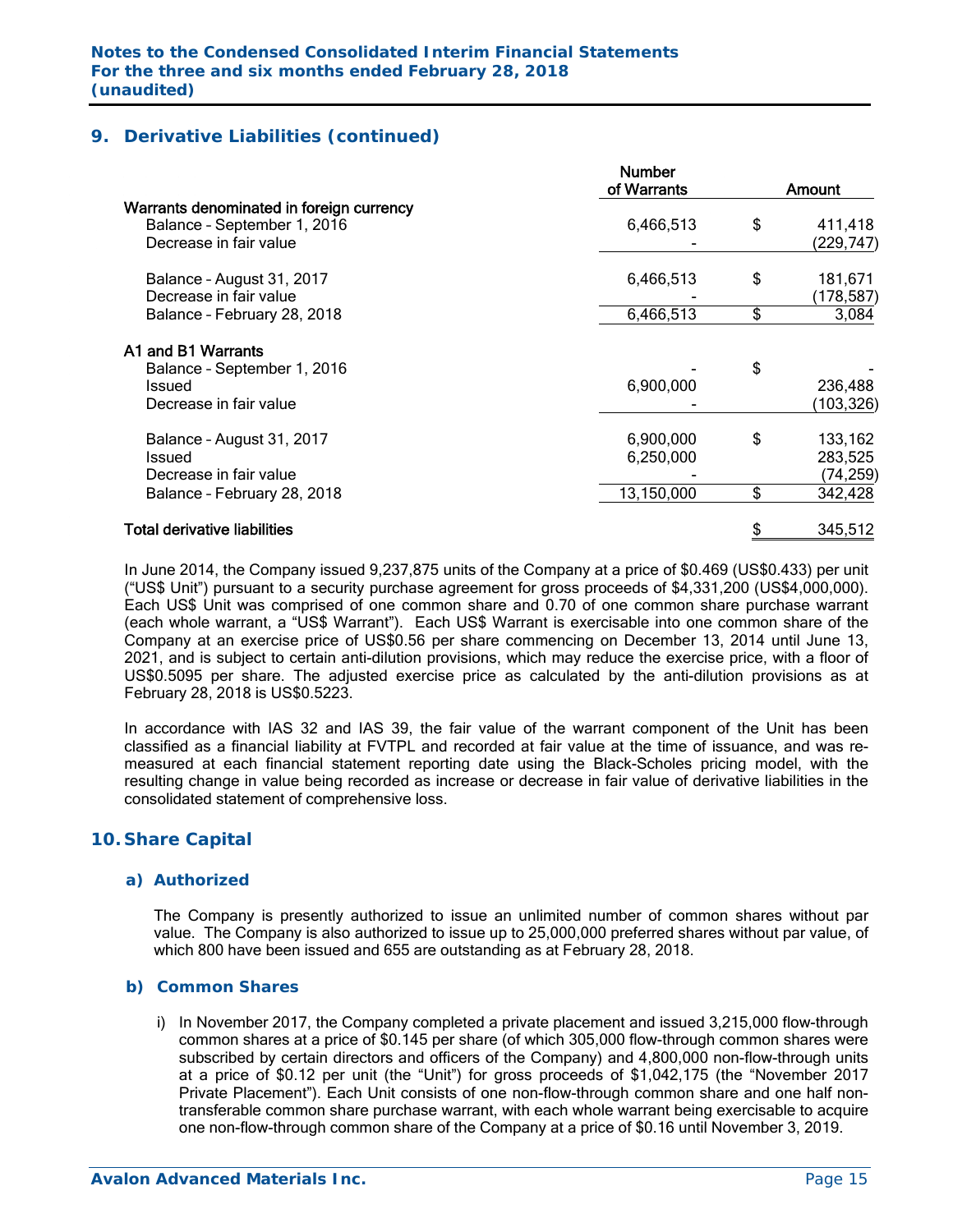## 9. Derivative Liabilities (continued)

| | Number of Warrants | | Amount |
|---|---|---|---|
| **Warrants denominated in foreign currency** | | | |
| Balance – September 1, 2016 | 6,466,513 | $ | 411,418 |
| Decrease in fair value | - | | (229,747) |
| | | | |
| Balance – August 31, 2017 | 6,466,513 | $ | 181,671 |
| Decrease in fair value | - | | (178,587) |
| Balance – February 28, 2018 | 6,466,513 | $ | 3,084 |
| | | | |
| **A1 and B1 Warrants** | | | |
| Balance – September 1, 2016 | - | $ | - |
| Issued | 6,900,000 | | 236,488 |
| Decrease in fair value | - | | (103,326) |
| | | | |
| Balance – August 31, 2017 | 6,900,000 | $ | 133,162 |
| Issued | 6,250,000 | | 283,525 |
| Decrease in fair value | - | | (74,259) |
| Balance – February 28, 2018 | 13,150,000 | $ | 342,428 |
| | | | |
| **Total derivative liabilities** | | $ | 345,512 |

In June 2014, the Company issued 9,237,875 units of the Company at a price of $0.469 (US$0.433) per unit ("US$ Unit") pursuant to a security purchase agreement for gross proceeds of $4,331,200 (US$4,000,000). Each US$ Unit was comprised of one common share and 0.70 of one common share purchase warrant (each whole warrant, a "US$ Warrant"). Each US$ Warrant is exercisable into one common share of the Company at an exercise price of US$0.56 per share commencing on December 13, 2014 until June 13, 2021, and is subject to certain anti-dilution provisions, which may reduce the exercise price, with a floor of US$0.5095 per share. The adjusted exercise price as calculated by the anti-dilution provisions as at February 28, 2018 is US$0.5223.

In accordance with IAS 32 and IAS 39, the fair value of the warrant component of the Unit has been classified as a financial liability at FVTPL and recorded at fair value at the time of issuance, and was re-measured at each financial statement reporting date using the Black-Scholes pricing model, with the resulting change in value being recorded as increase or decrease in fair value of derivative liabilities in the consolidated statement of comprehensive loss.

## 10. Share Capital

### a) Authorized

The Company is presently authorized to issue an unlimited number of common shares without par value. The Company is also authorized to issue up to 25,000,000 preferred shares without par value, of which 800 have been issued and 655 are outstanding as at February 28, 2018.

### b) Common Shares

i) In November 2017, the Company completed a private placement and issued 3,215,000 flow-through common shares at a price of $0.145 per share (of which 305,000 flow-through common shares were subscribed by certain directors and officers of the Company) and 4,800,000 non-flow-through units at a price of $0.12 per unit (the "Unit") for gross proceeds of $1,042,175 (the "November 2017 Private Placement"). Each Unit consists of one non-flow-through common share and one half non-transferable common share purchase warrant, with each whole warrant being exercisable to acquire one non-flow-through common share of the Company at a price of $0.16 until November 3, 2019.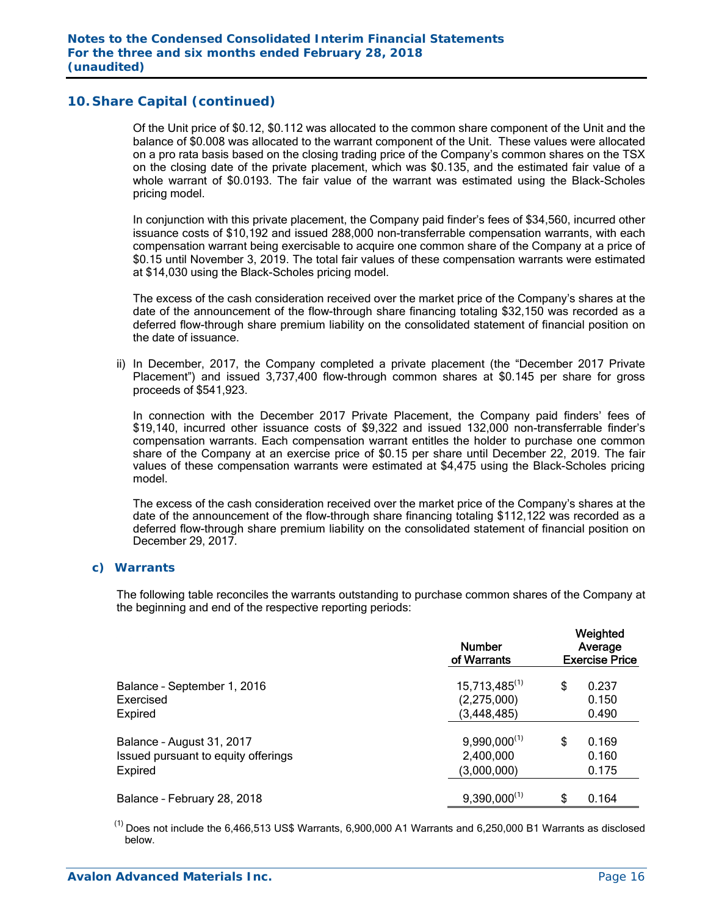## 10. Share Capital (continued)

Of the Unit price of $0.12, $0.112 was allocated to the common share component of the Unit and the balance of $0.008 was allocated to the warrant component of the Unit. These values were allocated on a pro rata basis based on the closing trading price of the Company's common shares on the TSX on the closing date of the private placement, which was $0.135, and the estimated fair value of a whole warrant of $0.0193. The fair value of the warrant was estimated using the Black-Scholes pricing model.

In conjunction with this private placement, the Company paid finder's fees of $34,560, incurred other issuance costs of $10,192 and issued 288,000 non-transferrable compensation warrants, with each compensation warrant being exercisable to acquire one common share of the Company at a price of $0.15 until November 3, 2019. The total fair values of these compensation warrants were estimated at $14,030 using the Black-Scholes pricing model.

The excess of the cash consideration received over the market price of the Company's shares at the date of the announcement of the flow-through share financing totaling $32,150 was recorded as a deferred flow-through share premium liability on the consolidated statement of financial position on the date of issuance.

ii) In December, 2017, the Company completed a private placement (the "December 2017 Private Placement") and issued 3,737,400 flow-through common shares at $0.145 per share for gross proceeds of $541,923.

In connection with the December 2017 Private Placement, the Company paid finders' fees of $19,140, incurred other issuance costs of $9,322 and issued 132,000 non-transferrable finder's compensation warrants. Each compensation warrant entitles the holder to purchase one common share of the Company at an exercise price of $0.15 per share until December 22, 2019. The fair values of these compensation warrants were estimated at $4,475 using the Black-Scholes pricing model.

The excess of the cash consideration received over the market price of the Company's shares at the date of the announcement of the flow-through share financing totaling $112,122 was recorded as a deferred flow-through share premium liability on the consolidated statement of financial position on December 29, 2017.

### c) Warrants

The following table reconciles the warrants outstanding to purchase common shares of the Company at the beginning and end of the respective reporting periods:

| | Number of Warrants | Weighted Average Exercise Price |
|---|---|---|
| Balance – September 1, 2016 | 15,713,485[1] | $ 0.237 |
| Exercised | (2,275,000) | 0.150 |
| Expired | (3,448,485) | 0.490 |
| Balance – August 31, 2017 | 9,990,000[1] | $ 0.169 |
| Issued pursuant to equity offerings | 2,400,000 | 0.160 |
| Expired | (3,000,000) | 0.175 |
| Balance – February 28, 2018 | 9,390,000[1] | $ 0.164 |

[1] Does not include the 6,466,513 US$ Warrants, 6,900,000 A1 Warrants and 6,250,000 B1 Warrants as disclosed below.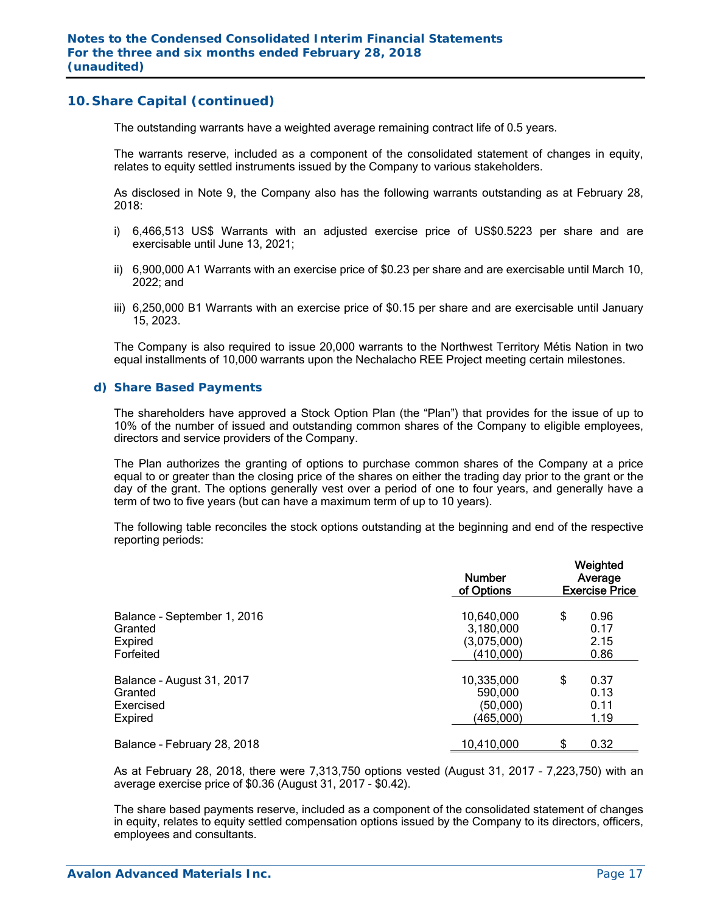## 10. Share Capital (continued)

The outstanding warrants have a weighted average remaining contract life of 0.5 years.

The warrants reserve, included as a component of the consolidated statement of changes in equity, relates to equity settled instruments issued by the Company to various stakeholders.

As disclosed in Note 9, the Company also has the following warrants outstanding as at February 28, 2018:

i) 6,466,513 US$ Warrants with an adjusted exercise price of US$0.5223 per share and are exercisable until June 13, 2021;

ii) 6,900,000 A1 Warrants with an exercise price of $0.23 per share and are exercisable until March 10, 2022; and

iii) 6,250,000 B1 Warrants with an exercise price of $0.15 per share and are exercisable until January 15, 2023.

The Company is also required to issue 20,000 warrants to the Northwest Territory Métis Nation in two equal installments of 10,000 warrants upon the Nechalacho REE Project meeting certain milestones.

### d) Share Based Payments

The shareholders have approved a Stock Option Plan (the "Plan") that provides for the issue of up to 10% of the number of issued and outstanding common shares of the Company to eligible employees, directors and service providers of the Company.

The Plan authorizes the granting of options to purchase common shares of the Company at a price equal to or greater than the closing price of the shares on either the trading day prior to the grant or the day of the grant. The options generally vest over a period of one to four years, and generally have a term of two to five years (but can have a maximum term of up to 10 years).

The following table reconciles the stock options outstanding at the beginning and end of the respective reporting periods:

| | Number of Options | Weighted Average Exercise Price |
|---|---|---|
| Balance – September 1, 2016 | 10,640,000 | $ 0.96 |
| Granted | 3,180,000 | 0.17 |
| Expired | (3,075,000) | 2.15 |
| Forfeited | (410,000) | 0.86 |
| Balance – August 31, 2017 | 10,335,000 | $ 0.37 |
| Granted | 590,000 | 0.13 |
| Exercised | (50,000) | 0.11 |
| Expired | (465,000) | 1.19 |
| Balance – February 28, 2018 | 10,410,000 | $ 0.32 |

As at February 28, 2018, there were 7,313,750 options vested (August 31, 2017 – 7,223,750) with an average exercise price of $0.36 (August 31, 2017 - $0.42).

The share based payments reserve, included as a component of the consolidated statement of changes in equity, relates to equity settled compensation options issued by the Company to its directors, officers, employees and consultants.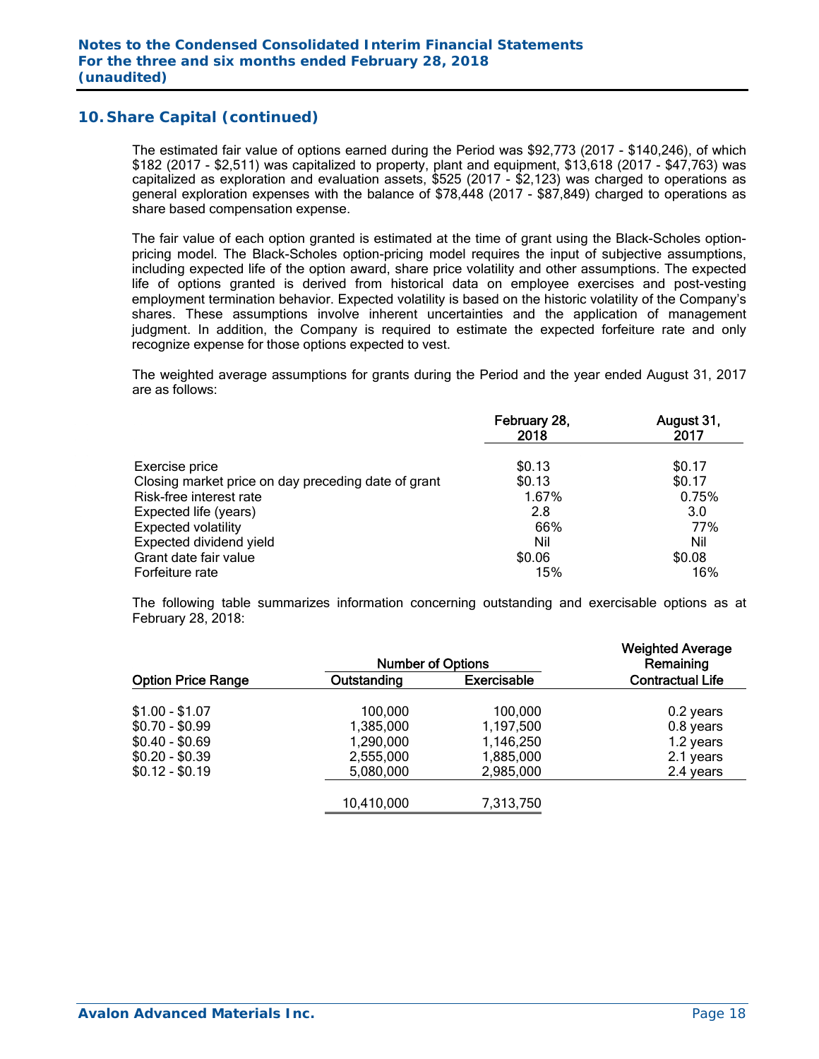## 10. Share Capital (continued)

The estimated fair value of options earned during the Period was $92,773 (2017 - $140,246), of which $182 (2017 - $2,511) was capitalized to property, plant and equipment, $13,618 (2017 - $47,763) was capitalized as exploration and evaluation assets, $525 (2017 - $2,123) was charged to operations as general exploration expenses with the balance of $78,448 (2017 - $87,849) charged to operations as share based compensation expense.

The fair value of each option granted is estimated at the time of grant using the Black-Scholes option-pricing model. The Black-Scholes option-pricing model requires the input of subjective assumptions, including expected life of the option award, share price volatility and other assumptions. The expected life of options granted is derived from historical data on employee exercises and post-vesting employment termination behavior. Expected volatility is based on the historic volatility of the Company's shares. These assumptions involve inherent uncertainties and the application of management judgment. In addition, the Company is required to estimate the expected forfeiture rate and only recognize expense for those options expected to vest.

The weighted average assumptions for grants during the Period and the year ended August 31, 2017 are as follows:

| | February 28, 2018 | August 31, 2017 |
|---|---|---|
| Exercise price | $0.13 | $0.17 |
| Closing market price on day preceding date of grant | $0.13 | $0.17 |
| Risk-free interest rate | 1.67% | 0.75% |
| Expected life (years) | 2.8 | 3.0 |
| Expected volatility | 66% | 77% |
| Expected dividend yield | Nil | Nil |
| Grant date fair value | $0.06 | $0.08 |
| Forfeiture rate | 15% | 16% |

The following table summarizes information concerning outstanding and exercisable options as at February 28, 2018:

| | Number of Options | | Weighted Average Remaining |
|---|---|---|---|
| Option Price Range | Outstanding | Exercisable | Contractual Life |
| $1.00 - $1.07 | 100,000 | 100,000 | 0.2 years |
| $0.70 - $0.99 | 1,385,000 | 1,197,500 | 0.8 years |
| $0.40 - $0.69 | 1,290,000 | 1,146,250 | 1.2 years |
| $0.20 - $0.39 | 2,555,000 | 1,885,000 | 2.1 years |
| $0.12 - $0.19 | 5,080,000 | 2,985,000 | 2.4 years |
| | 10,410,000 | 7,313,750 | |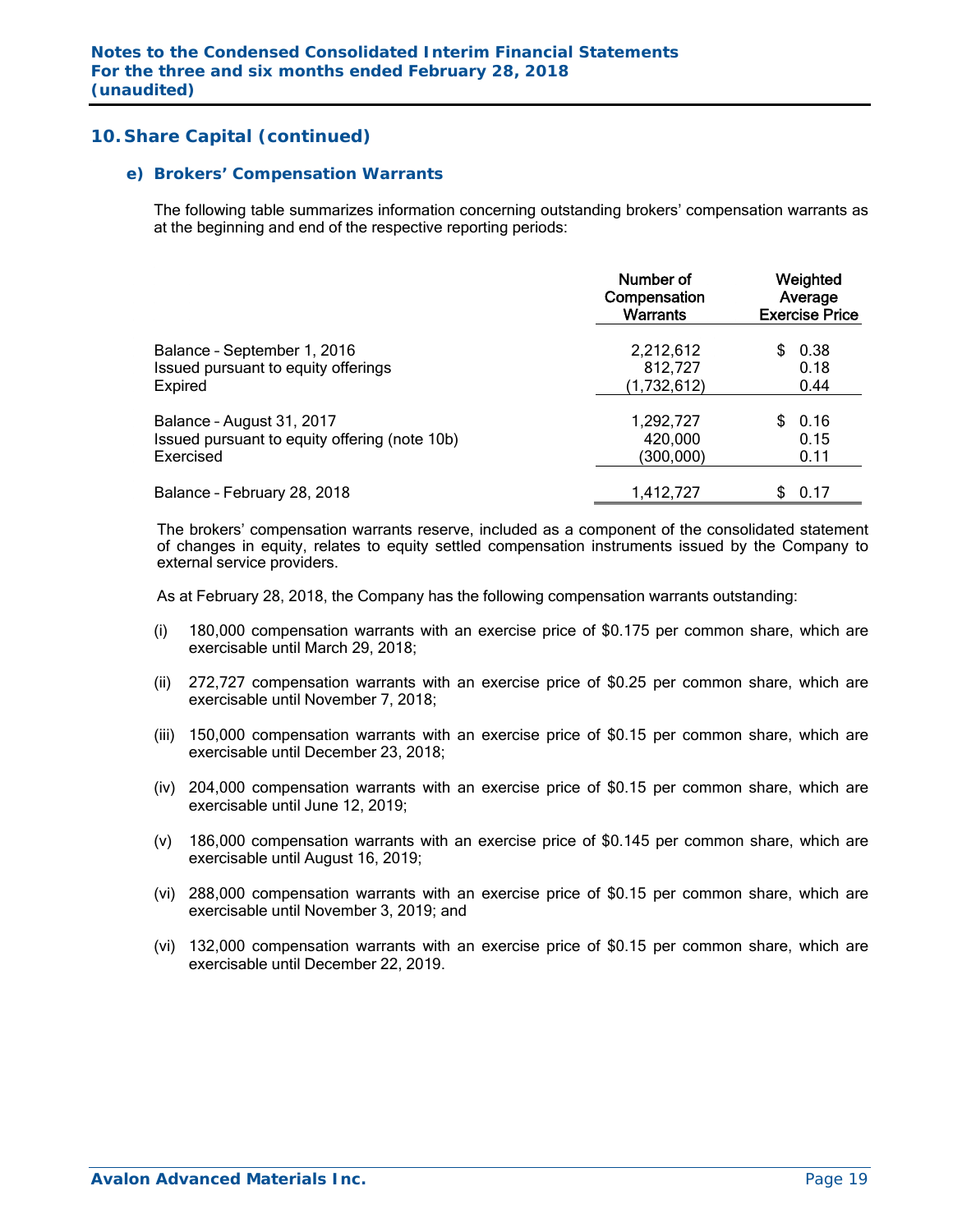## 10. Share Capital (continued)

### e) Brokers' Compensation Warrants

The following table summarizes information concerning outstanding brokers' compensation warrants as at the beginning and end of the respective reporting periods:

| | Number of Compensation Warrants | Weighted Average Exercise Price |
|---|---|---|
| Balance – September 1, 2016 | 2,212,612 | $ 0.38 |
| Issued pursuant to equity offerings | 812,727 | 0.18 |
| Expired | (1,732,612) | 0.44 |
| Balance – August 31, 2017 | 1,292,727 | $ 0.16 |
| Issued pursuant to equity offering (note 10b) | 420,000 | 0.15 |
| Exercised | (300,000) | 0.11 |
| Balance – February 28, 2018 | 1,412,727 | $ 0.17 |

The brokers' compensation warrants reserve, included as a component of the consolidated statement of changes in equity, relates to equity settled compensation instruments issued by the Company to external service providers.

As at February 28, 2018, the Company has the following compensation warrants outstanding:

(i) 180,000 compensation warrants with an exercise price of $0.175 per common share, which are exercisable until March 29, 2018;

(ii) 272,727 compensation warrants with an exercise price of $0.25 per common share, which are exercisable until November 7, 2018;

(iii) 150,000 compensation warrants with an exercise price of $0.15 per common share, which are exercisable until December 23, 2018;

(iv) 204,000 compensation warrants with an exercise price of $0.15 per common share, which are exercisable until June 12, 2019;

(v) 186,000 compensation warrants with an exercise price of $0.145 per common share, which are exercisable until August 16, 2019;

(vi) 288,000 compensation warrants with an exercise price of $0.15 per common share, which are exercisable until November 3, 2019; and

(vi) 132,000 compensation warrants with an exercise price of $0.15 per common share, which are exercisable until December 22, 2019.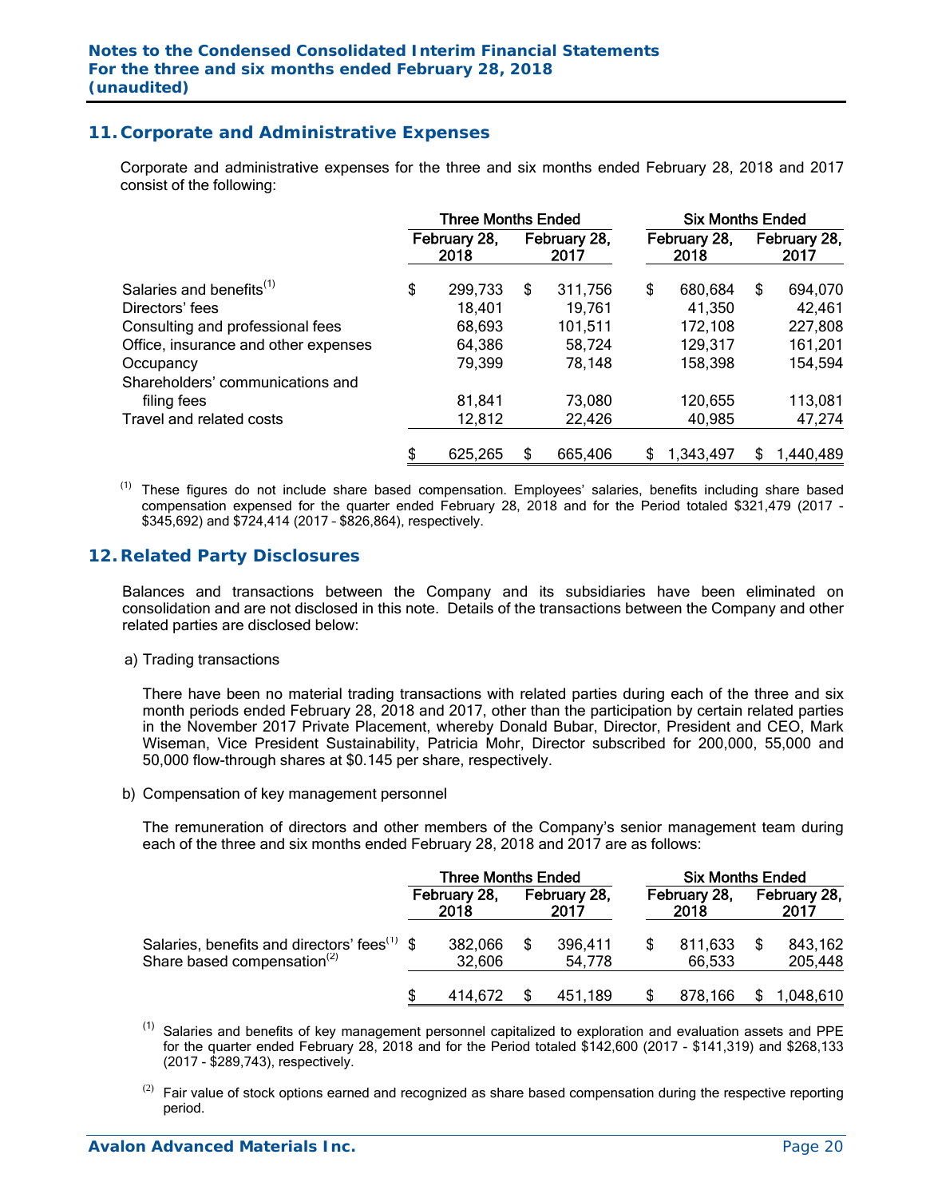## 11. Corporate and Administrative Expenses

Corporate and administrative expenses for the three and six months ended February 28, 2018 and 2017 consist of the following:

| | Three Months Ended | | Six Months Ended | |
|---|---|---|---|---|
| | February 28, 2018 | February 28, 2017 | February 28, 2018 | February 28, 2017 |
| Salaries and benefits[1] | $ 299,733 | $ 311,756 | $ 680,684 | $ 694,070 |
| Directors' fees | 18,401 | 19,761 | 41,350 | 42,461 |
| Consulting and professional fees | 68,693 | 101,511 | 172,108 | 227,808 |
| Office, insurance and other expenses | 64,386 | 58,724 | 129,317 | 161,201 |
| Occupancy | 79,399 | 78,148 | 158,398 | 154,594 |
| Shareholders' communications and filing fees | 81,841 | 73,080 | 120,655 | 113,081 |
| Travel and related costs | 12,812 | 22,426 | 40,985 | 47,274 |
| | $ 625,265 | $ 665,406 | $ 1,343,497 | $ 1,440,489 |

[1] These figures do not include share based compensation. Employees' salaries, benefits including share based compensation expensed for the quarter ended February 28, 2018 and for the Period totaled $321,479 (2017 - $345,692) and $724,414 (2017 – $826,864), respectively.

## 12. Related Party Disclosures

Balances and transactions between the Company and its subsidiaries have been eliminated on consolidation and are not disclosed in this note. Details of the transactions between the Company and other related parties are disclosed below:

a) Trading transactions

There have been no material trading transactions with related parties during each of the three and six month periods ended February 28, 2018 and 2017, other than the participation by certain related parties in the November 2017 Private Placement, whereby Donald Bubar, Director, President and CEO, Mark Wiseman, Vice President Sustainability, Patricia Mohr, Director subscribed for 200,000, 55,000 and 50,000 flow-through shares at $0.145 per share, respectively.

b) Compensation of key management personnel

The remuneration of directors and other members of the Company's senior management team during each of the three and six months ended February 28, 2018 and 2017 are as follows:

| | Three Months Ended | | Six Months Ended | |
|---|---|---|---|---|
| | February 28, 2018 | February 28, 2017 | February 28, 2018 | February 28, 2017 |
| Salaries, benefits and directors' fees[1] | $ 382,066 | $ 396,411 | $ 811,633 | $ 843,162 |
| Share based compensation[2] | 32,606 | 54,778 | 66,533 | 205,448 |
| | $ 414,672 | $ 451,189 | $ 878,166 | $ 1,048,610 |

[1] Salaries and benefits of key management personnel capitalized to exploration and evaluation assets and PPE for the quarter ended February 28, 2018 and for the Period totaled $142,600 (2017 - $141,319) and $268,133 (2017 - $289,743), respectively.

[2] Fair value of stock options earned and recognized as share based compensation during the respective reporting period.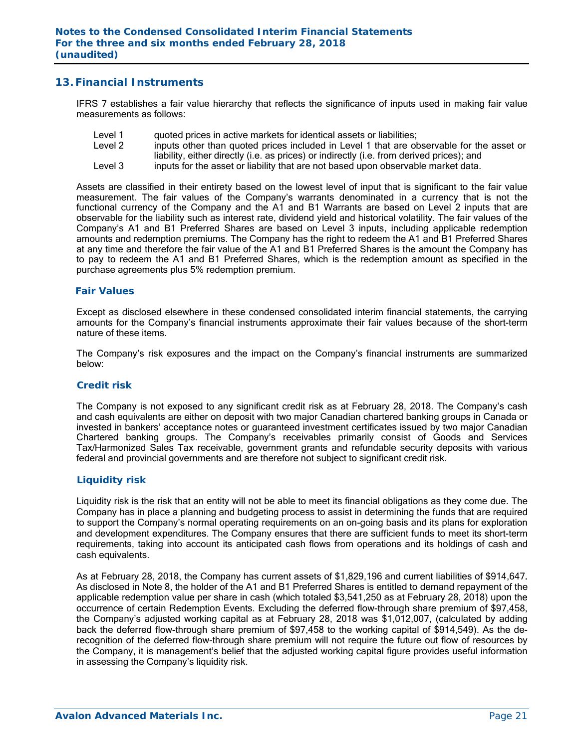## 13. Financial Instruments

IFRS 7 establishes a fair value hierarchy that reflects the significance of inputs used in making fair value measurements as follows:

- Level 1 quoted prices in active markets for identical assets or liabilities;
- Level 2 inputs other than quoted prices included in Level 1 that are observable for the asset or liability, either directly (i.e. as prices) or indirectly (i.e. from derived prices); and
- Level 3 inputs for the asset or liability that are not based upon observable market data.

Assets are classified in their entirety based on the lowest level of input that is significant to the fair value measurement. The fair values of the Company's warrants denominated in a currency that is not the functional currency of the Company and the A1 and B1 Warrants are based on Level 2 inputs that are observable for the liability such as interest rate, dividend yield and historical volatility. The fair values of the Company's A1 and B1 Preferred Shares are based on Level 3 inputs, including applicable redemption amounts and redemption premiums. The Company has the right to redeem the A1 and B1 Preferred Shares at any time and therefore the fair value of the A1 and B1 Preferred Shares is the amount the Company has to pay to redeem the A1 and B1 Preferred Shares, which is the redemption amount as specified in the purchase agreements plus 5% redemption premium.

### Fair Values

Except as disclosed elsewhere in these condensed consolidated interim financial statements, the carrying amounts for the Company's financial instruments approximate their fair values because of the short-term nature of these items.

The Company's risk exposures and the impact on the Company's financial instruments are summarized below:

### Credit risk

The Company is not exposed to any significant credit risk as at February 28, 2018. The Company's cash and cash equivalents are either on deposit with two major Canadian chartered banking groups in Canada or invested in bankers' acceptance notes or guaranteed investment certificates issued by two major Canadian Chartered banking groups. The Company's receivables primarily consist of Goods and Services Tax/Harmonized Sales Tax receivable, government grants and refundable security deposits with various federal and provincial governments and are therefore not subject to significant credit risk.

### Liquidity risk

Liquidity risk is the risk that an entity will not be able to meet its financial obligations as they come due. The Company has in place a planning and budgeting process to assist in determining the funds that are required to support the Company's normal operating requirements on an on-going basis and its plans for exploration and development expenditures. The Company ensures that there are sufficient funds to meet its short-term requirements, taking into account its anticipated cash flows from operations and its holdings of cash and cash equivalents.

As at February 28, 2018, the Company has current assets of $1,829,196 and current liabilities of $914,647. As disclosed in Note 8, the holder of the A1 and B1 Preferred Shares is entitled to demand repayment of the applicable redemption value per share in cash (which totaled $3,541,250 as at February 28, 2018) upon the occurrence of certain Redemption Events. Excluding the deferred flow-through share premium of $97,458, the Company's adjusted working capital as at February 28, 2018 was $1,012,007, (calculated by adding back the deferred flow-through share premium of $97,458 to the working capital of $914,549). As the de-recognition of the deferred flow-through share premium will not require the future out flow of resources by the Company, it is management's belief that the adjusted working capital figure provides useful information in assessing the Company's liquidity risk.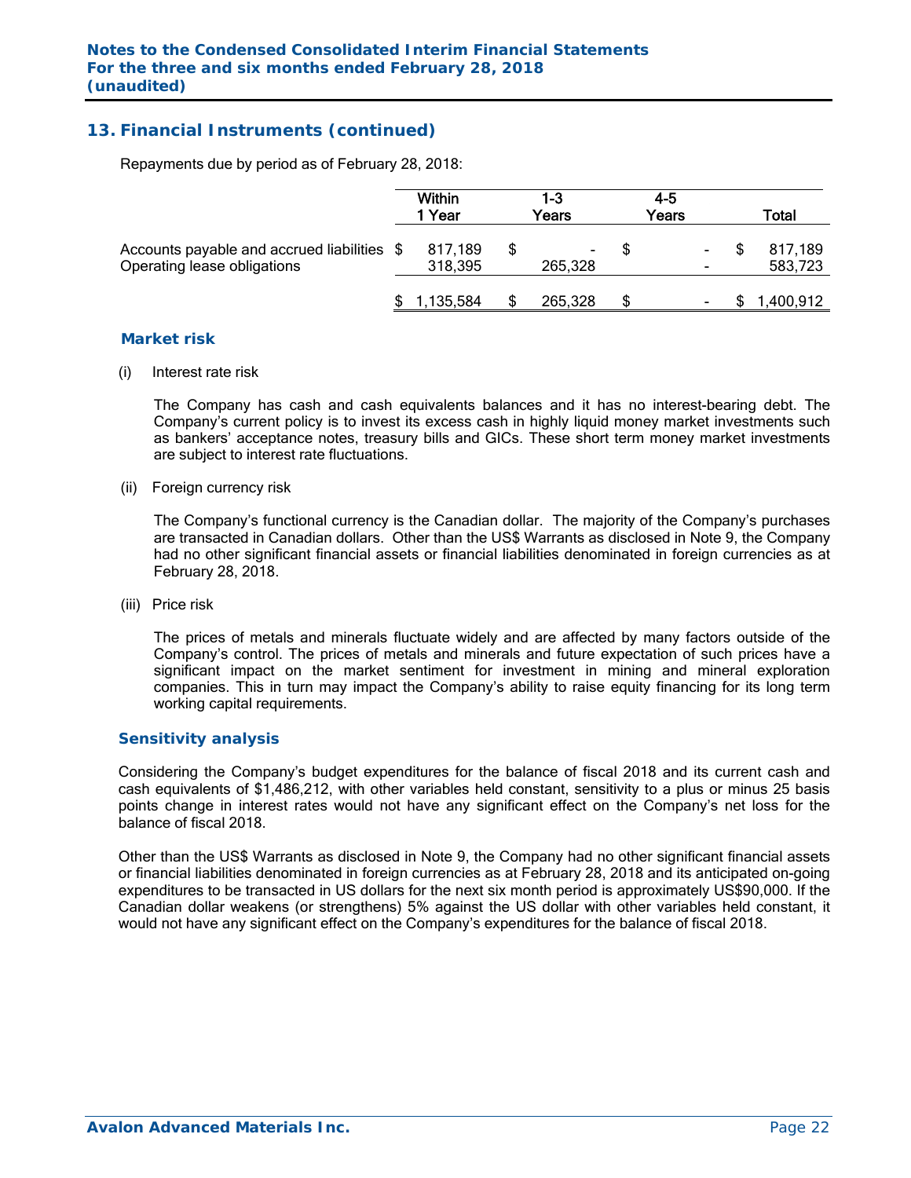## 13. Financial Instruments (continued)

Repayments due by period as of February 28, 2018:

| | Within 1 Year | 1-3 Years | 4-5 Years | Total |
|---|---|---|---|---|
| Accounts payable and accrued liabilities | $ 817,189 | $ - | $ - | $ 817,189 |
| Operating lease obligations | 318,395 | 265,328 | - | 583,723 |
| | $ 1,135,584 | $ 265,328 | $ - | $ 1,400,912 |

### Market risk

(i) Interest rate risk

The Company has cash and cash equivalents balances and it has no interest-bearing debt. The Company's current policy is to invest its excess cash in highly liquid money market investments such as bankers' acceptance notes, treasury bills and GICs. These short term money market investments are subject to interest rate fluctuations.

(ii) Foreign currency risk

The Company's functional currency is the Canadian dollar. The majority of the Company's purchases are transacted in Canadian dollars. Other than the US$ Warrants as disclosed in Note 9, the Company had no other significant financial assets or financial liabilities denominated in foreign currencies as at February 28, 2018.

(iii) Price risk

The prices of metals and minerals fluctuate widely and are affected by many factors outside of the Company's control. The prices of metals and minerals and future expectation of such prices have a significant impact on the market sentiment for investment in mining and mineral exploration companies. This in turn may impact the Company's ability to raise equity financing for its long term working capital requirements.

### Sensitivity analysis

Considering the Company's budget expenditures for the balance of fiscal 2018 and its current cash and cash equivalents of $1,486,212, with other variables held constant, sensitivity to a plus or minus 25 basis points change in interest rates would not have any significant effect on the Company's net loss for the balance of fiscal 2018.

Other than the US$ Warrants as disclosed in Note 9, the Company had no other significant financial assets or financial liabilities denominated in foreign currencies as at February 28, 2018 and its anticipated on-going expenditures to be transacted in US dollars for the next six month period is approximately US$90,000. If the Canadian dollar weakens (or strengthens) 5% against the US dollar with other variables held constant, it would not have any significant effect on the Company's expenditures for the balance of fiscal 2018.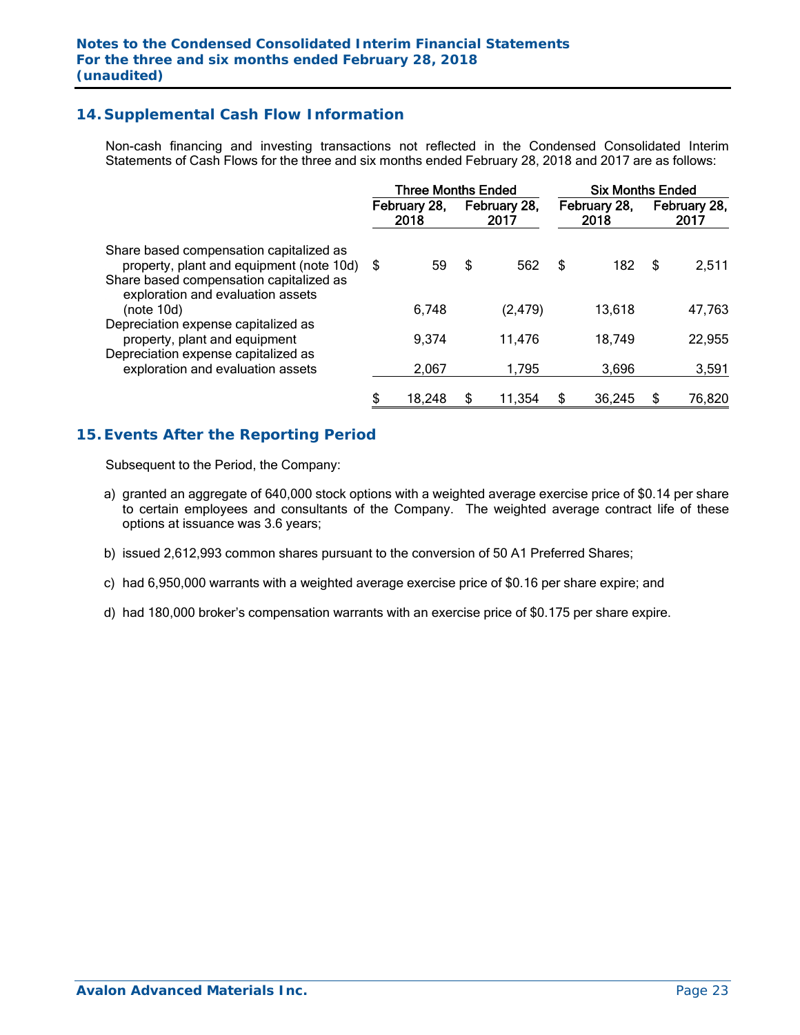## 14. Supplemental Cash Flow Information

Non-cash financing and investing transactions not reflected in the Condensed Consolidated Interim Statements of Cash Flows for the three and six months ended February 28, 2018 and 2017 are as follows:

| | Three Months Ended | | Six Months Ended | |
|---|---|---|---|---|
| | February 28, 2018 | February 28, 2017 | February 28, 2018 | February 28, 2017 |
| Share based compensation capitalized as property, plant and equipment (note 10d) | $ 59 | $ 562 | $ 182 | $ 2,511 |
| Share based compensation capitalized as exploration and evaluation assets (note 10d) | 6,748 | (2,479) | 13,618 | 47,763 |
| Depreciation expense capitalized as property, plant and equipment | 9,374 | 11,476 | 18,749 | 22,955 |
| Depreciation expense capitalized as exploration and evaluation assets | 2,067 | 1,795 | 3,696 | 3,591 |
| | $ 18,248 | $ 11,354 | $ 36,245 | $ 76,820 |

## 15. Events After the Reporting Period

Subsequent to the Period, the Company:

a) granted an aggregate of 640,000 stock options with a weighted average exercise price of $0.14 per share to certain employees and consultants of the Company. The weighted average contract life of these options at issuance was 3.6 years;

b) issued 2,612,993 common shares pursuant to the conversion of 50 A1 Preferred Shares;

c) had 6,950,000 warrants with a weighted average exercise price of $0.16 per share expire; and

d) had 180,000 broker's compensation warrants with an exercise price of $0.175 per share expire.